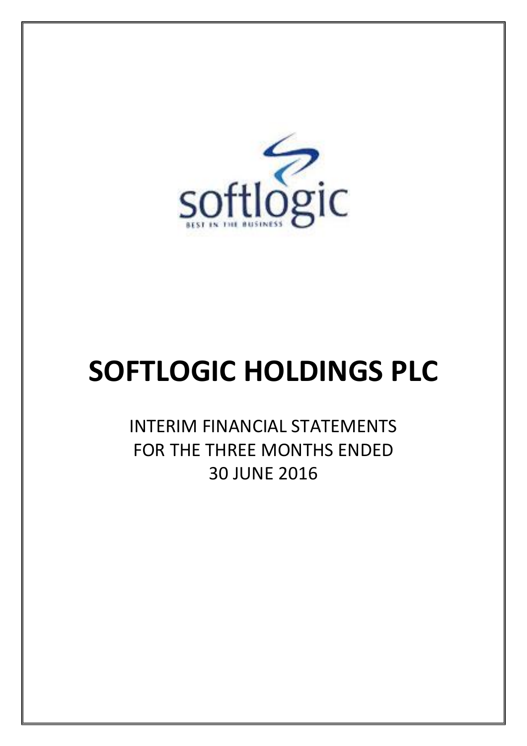softlogic

BEST IN THE BUSINESS

# SOFTLOGIC HOLDINGS PLC

INTERIM FINANCIAL STATEMENTS
FOR THE THREE MONTHS ENDED
30 JUNE 2016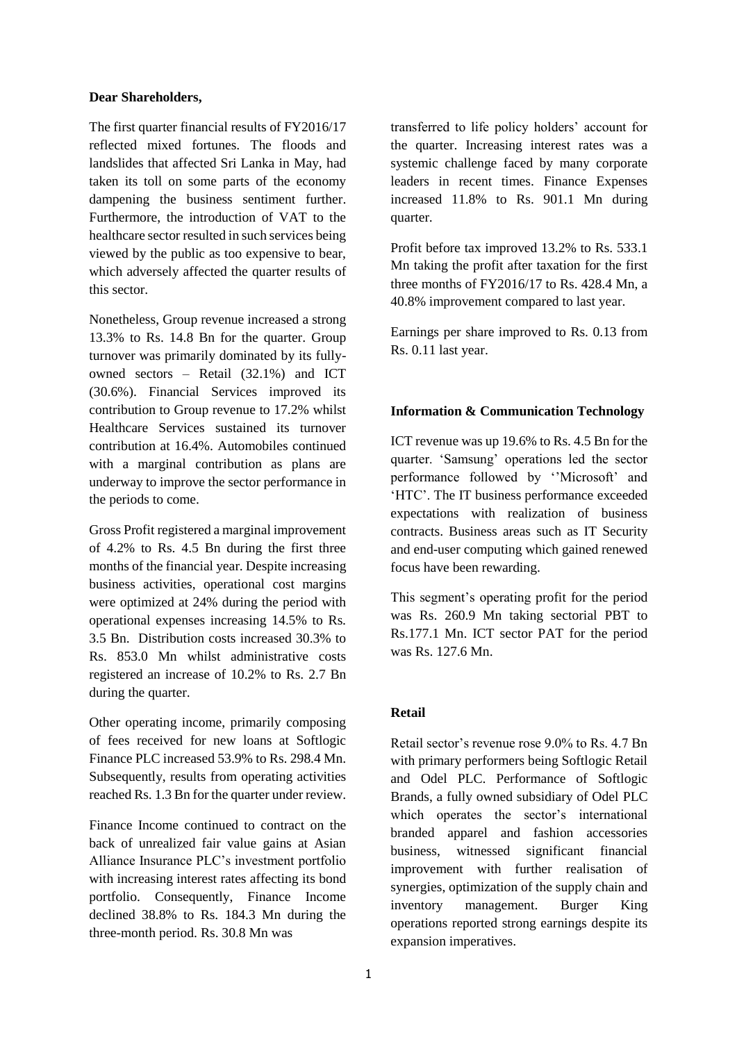**Dear Shareholders,**

The first quarter financial results of FY2016/17 reflected mixed fortunes. The floods and landslides that affected Sri Lanka in May, had taken its toll on some parts of the economy dampening the business sentiment further. Furthermore, the introduction of VAT to the healthcare sector resulted in such services being viewed by the public as too expensive to bear, which adversely affected the quarter results of this sector.

Nonetheless, Group revenue increased a strong 13.3% to Rs. 14.8 Bn for the quarter. Group turnover was primarily dominated by its fully-owned sectors – Retail (32.1%) and ICT (30.6%). Financial Services improved its contribution to Group revenue to 17.2% whilst Healthcare Services sustained its turnover contribution at 16.4%. Automobiles continued with a marginal contribution as plans are underway to improve the sector performance in the periods to come.

Gross Profit registered a marginal improvement of 4.2% to Rs. 4.5 Bn during the first three months of the financial year. Despite increasing business activities, operational cost margins were optimized at 24% during the period with operational expenses increasing 14.5% to Rs. 3.5 Bn. Distribution costs increased 30.3% to Rs. 853.0 Mn whilst administrative costs registered an increase of 10.2% to Rs. 2.7 Bn during the quarter.

Other operating income, primarily composing of fees received for new loans at Softlogic Finance PLC increased 53.9% to Rs. 298.4 Mn. Subsequently, results from operating activities reached Rs. 1.3 Bn for the quarter under review.

Finance Income continued to contract on the back of unrealized fair value gains at Asian Alliance Insurance PLC's investment portfolio with increasing interest rates affecting its bond portfolio. Consequently, Finance Income declined 38.8% to Rs. 184.3 Mn during the three-month period. Rs. 30.8 Mn was transferred to life policy holders' account for the quarter. Increasing interest rates was a systemic challenge faced by many corporate leaders in recent times. Finance Expenses increased 11.8% to Rs. 901.1 Mn during quarter.

Profit before tax improved 13.2% to Rs. 533.1 Mn taking the profit after taxation for the first three months of FY2016/17 to Rs. 428.4 Mn, a 40.8% improvement compared to last year.

Earnings per share improved to Rs. 0.13 from Rs. 0.11 last year.

**Information & Communication Technology**

ICT revenue was up 19.6% to Rs. 4.5 Bn for the quarter. 'Samsung' operations led the sector performance followed by ''Microsoft' and 'HTC'. The IT business performance exceeded expectations with realization of business contracts. Business areas such as IT Security and end-user computing which gained renewed focus have been rewarding.

This segment's operating profit for the period was Rs. 260.9 Mn taking sectorial PBT to Rs.177.1 Mn. ICT sector PAT for the period was Rs. 127.6 Mn.

**Retail**

Retail sector's revenue rose 9.0% to Rs. 4.7 Bn with primary performers being Softlogic Retail and Odel PLC. Performance of Softlogic Brands, a fully owned subsidiary of Odel PLC which operates the sector's international branded apparel and fashion accessories business, witnessed significant financial improvement with further realisation of synergies, optimization of the supply chain and inventory management. Burger King operations reported strong earnings despite its expansion imperatives.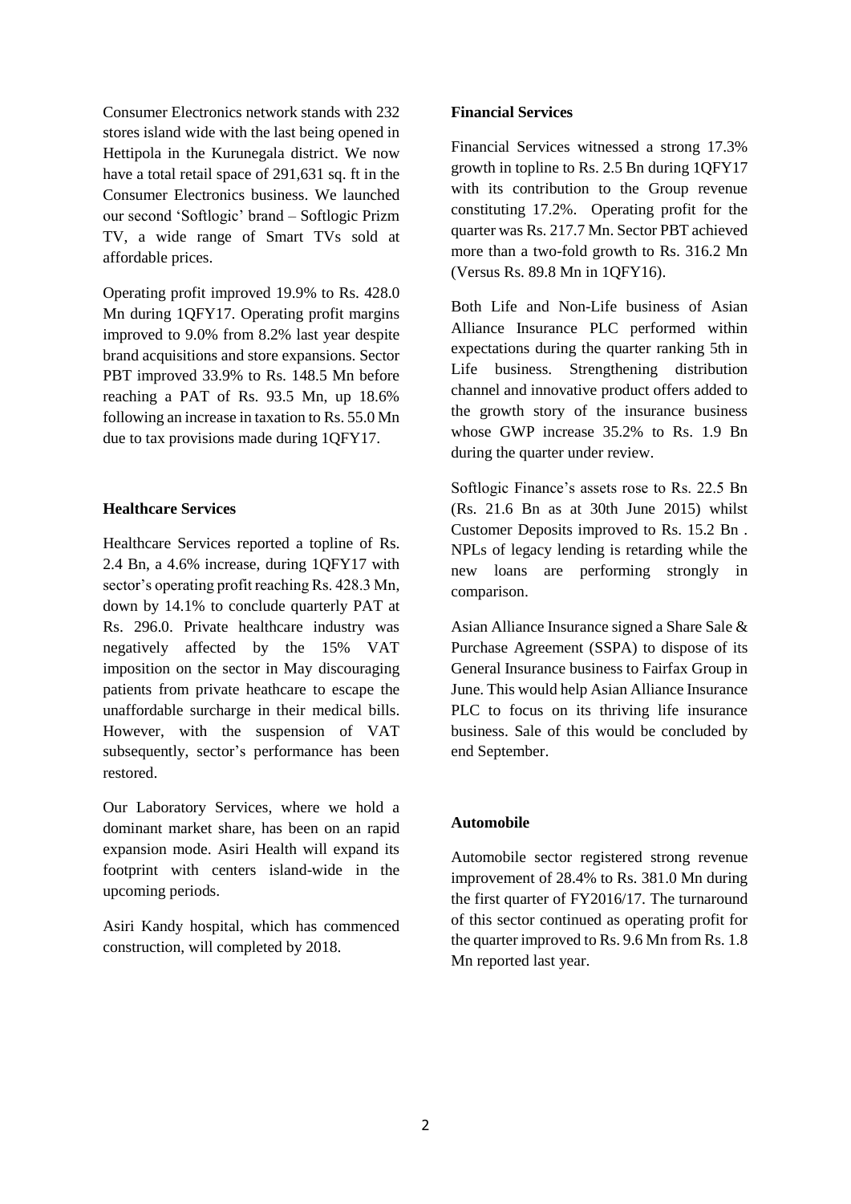Consumer Electronics network stands with 232 stores island wide with the last being opened in Hettipola in the Kurunegala district. We now have a total retail space of 291,631 sq. ft in the Consumer Electronics business. We launched our second 'Softlogic' brand – Softlogic Prizm TV, a wide range of Smart TVs sold at affordable prices.

Operating profit improved 19.9% to Rs. 428.0 Mn during 1QFY17. Operating profit margins improved to 9.0% from 8.2% last year despite brand acquisitions and store expansions. Sector PBT improved 33.9% to Rs. 148.5 Mn before reaching a PAT of Rs. 93.5 Mn, up 18.6% following an increase in taxation to Rs. 55.0 Mn due to tax provisions made during 1QFY17.

**Healthcare Services**

Healthcare Services reported a topline of Rs. 2.4 Bn, a 4.6% increase, during 1QFY17 with sector's operating profit reaching Rs. 428.3 Mn, down by 14.1% to conclude quarterly PAT at Rs. 296.0. Private healthcare industry was negatively affected by the 15% VAT imposition on the sector in May discouraging patients from private heathcare to escape the unaffordable surcharge in their medical bills. However, with the suspension of VAT subsequently, sector's performance has been restored.

Our Laboratory Services, where we hold a dominant market share, has been on an rapid expansion mode. Asiri Health will expand its footprint with centers island-wide in the upcoming periods.

Asiri Kandy hospital, which has commenced construction, will completed by 2018.

**Financial Services**

Financial Services witnessed a strong 17.3% growth in topline to Rs. 2.5 Bn during 1QFY17 with its contribution to the Group revenue constituting 17.2%. Operating profit for the quarter was Rs. 217.7 Mn. Sector PBT achieved more than a two-fold growth to Rs. 316.2 Mn (Versus Rs. 89.8 Mn in 1QFY16).

Both Life and Non-Life business of Asian Alliance Insurance PLC performed within expectations during the quarter ranking 5th in Life business. Strengthening distribution channel and innovative product offers added to the growth story of the insurance business whose GWP increase 35.2% to Rs. 1.9 Bn during the quarter under review.

Softlogic Finance's assets rose to Rs. 22.5 Bn (Rs. 21.6 Bn as at 30th June 2015) whilst Customer Deposits improved to Rs. 15.2 Bn . NPLs of legacy lending is retarding while the new loans are performing strongly in comparison.

Asian Alliance Insurance signed a Share Sale & Purchase Agreement (SSPA) to dispose of its General Insurance business to Fairfax Group in June. This would help Asian Alliance Insurance PLC to focus on its thriving life insurance business. Sale of this would be concluded by end September.

**Automobile**

Automobile sector registered strong revenue improvement of 28.4% to Rs. 381.0 Mn during the first quarter of FY2016/17. The turnaround of this sector continued as operating profit for the quarter improved to Rs. 9.6 Mn from Rs. 1.8 Mn reported last year.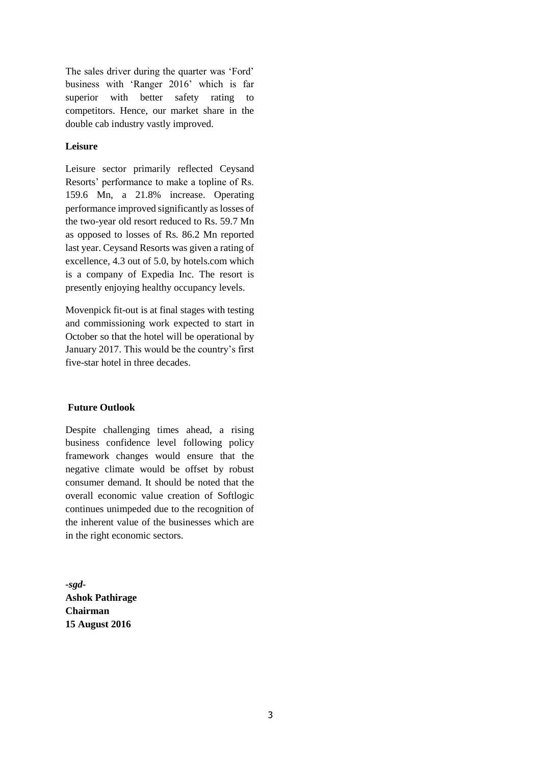The sales driver during the quarter was 'Ford' business with 'Ranger 2016' which is far superior with better safety rating to competitors. Hence, our market share in the double cab industry vastly improved.

**Leisure**

Leisure sector primarily reflected Ceysand Resorts' performance to make a topline of Rs. 159.6 Mn, a 21.8% increase. Operating performance improved significantly as losses of the two-year old resort reduced to Rs. 59.7 Mn as opposed to losses of Rs. 86.2 Mn reported last year. Ceysand Resorts was given a rating of excellence, 4.3 out of 5.0, by hotels.com which is a company of Expedia Inc. The resort is presently enjoying healthy occupancy levels.

Movenpick fit-out is at final stages with testing and commissioning work expected to start in October so that the hotel will be operational by January 2017. This would be the country's first five-star hotel in three decades.

**Future Outlook**

Despite challenging times ahead, a rising business confidence level following policy framework changes would ensure that the negative climate would be offset by robust consumer demand. It should be noted that the overall economic value creation of Softlogic continues unimpeded due to the recognition of the inherent value of the businesses which are in the right economic sectors.

***-sgd-***
**Ashok Pathirage**
**Chairman**
**15 August 2016**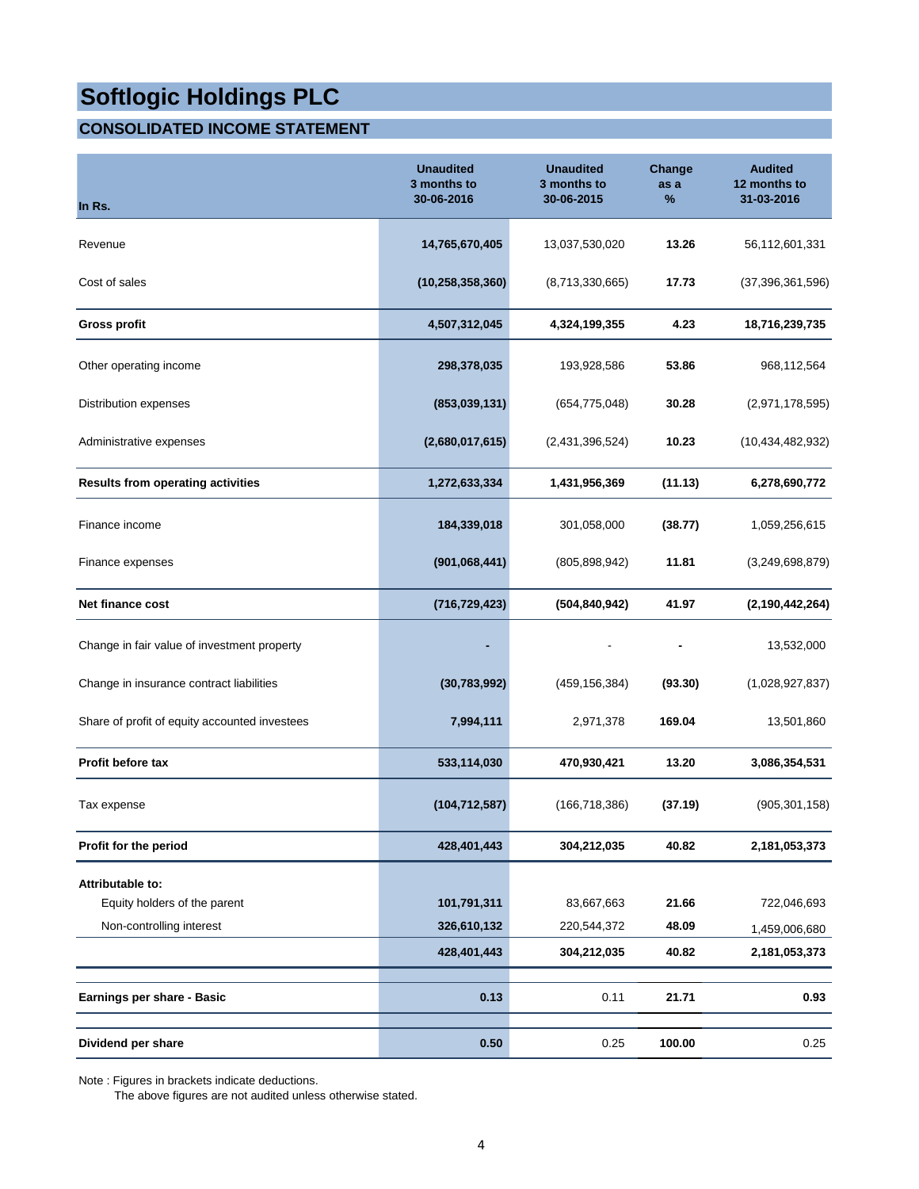# Softlogic Holdings PLC

## CONSOLIDATED INCOME STATEMENT

| In Rs. | Unaudited 3 months to 30-06-2016 | Unaudited 3 months to 30-06-2015 | Change as a % | Audited 12 months to 31-03-2016 |
|---|---|---|---|---|
| Revenue | **14,765,670,405** | 13,037,530,020 | **13.26** | 56,112,601,331 |
| Cost of sales | **(10,258,358,360)** | (8,713,330,665) | **17.73** | (37,396,361,596) |
| **Gross profit** | **4,507,312,045** | **4,324,199,355** | **4.23** | **18,716,239,735** |
| Other operating income | **298,378,035** | 193,928,586 | **53.86** | 968,112,564 |
| Distribution expenses | **(853,039,131)** | (654,775,048) | **30.28** | (2,971,178,595) |
| Administrative expenses | **(2,680,017,615)** | (2,431,396,524) | **10.23** | (10,434,482,932) |
| **Results from operating activities** | **1,272,633,334** | **1,431,956,369** | **(11.13)** | **6,278,690,772** |
| Finance income | **184,339,018** | 301,058,000 | **(38.77)** | 1,059,256,615 |
| Finance expenses | **(901,068,441)** | (805,898,942) | **11.81** | (3,249,698,879) |
| **Net finance cost** | **(716,729,423)** | **(504,840,942)** | **41.97** | **(2,190,442,264)** |
| Change in fair value of investment property | **-** | - | **-** | 13,532,000 |
| Change in insurance contract liabilities | **(30,783,992)** | (459,156,384) | **(93.30)** | (1,028,927,837) |
| Share of profit of equity accounted investees | **7,994,111** | 2,971,378 | **169.04** | 13,501,860 |
| **Profit before tax** | **533,114,030** | **470,930,421** | **13.20** | **3,086,354,531** |
| Tax expense | **(104,712,587)** | (166,718,386) | **(37.19)** | (905,301,158) |
| **Profit for the period** | **428,401,443** | **304,212,035** | **40.82** | **2,181,053,373** |
| **Attributable to:** | | | | |
| Equity holders of the parent | **101,791,311** | 83,667,663 | **21.66** | 722,046,693 |
| Non-controlling interest | **326,610,132** | 220,544,372 | **48.09** | 1,459,006,680 |
| | **428,401,443** | **304,212,035** | **40.82** | **2,181,053,373** |
| **Earnings per share - Basic** | **0.13** | 0.11 | **21.71** | **0.93** |
| **Dividend per share** | **0.50** | 0.25 | **100.00** | 0.25 |

Note : Figures in brackets indicate deductions.
The above figures are not audited unless otherwise stated.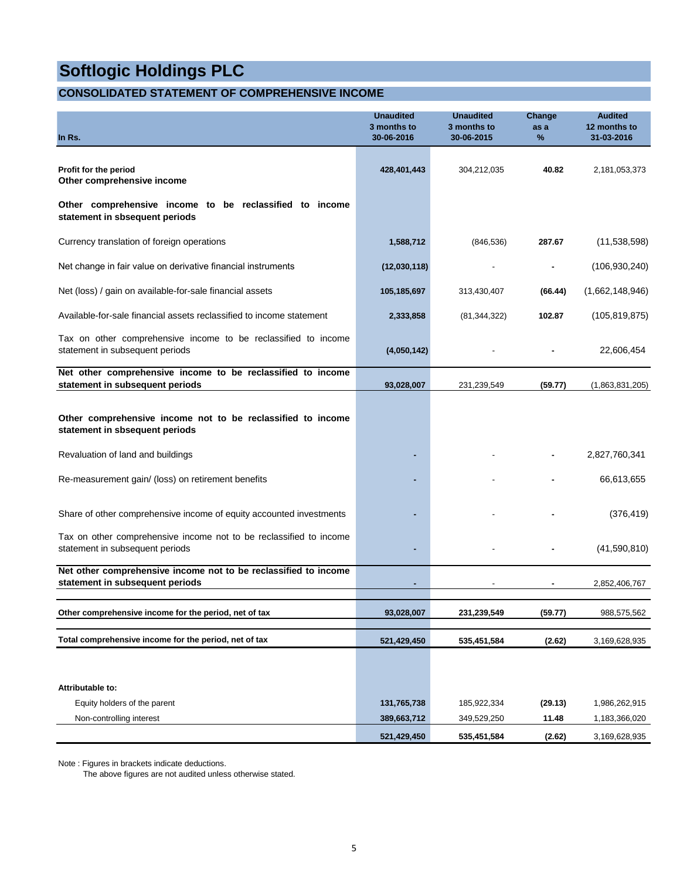# Softlogic Holdings PLC

## CONSOLIDATED STATEMENT OF COMPREHENSIVE INCOME

| In Rs. | Unaudited 3 months to 30-06-2016 | Unaudited 3 months to 30-06-2015 | Change as a % | Audited 12 months to 31-03-2016 |
|---|---|---|---|---|
| **Profit for the period** | **428,401,443** | 304,212,035 | **40.82** | 2,181,053,373 |
| **Other comprehensive income** | | | | |
| **Other comprehensive income to be reclassified to income statement in sbsequent periods** | | | | |
| Currency translation of foreign operations | **1,588,712** | (846,536) | **287.67** | (11,538,598) |
| Net change in fair value on derivative financial instruments | **(12,030,118)** | - | **-** | (106,930,240) |
| Net (loss) / gain on available-for-sale financial assets | **105,185,697** | 313,430,407 | **(66.44)** | (1,662,148,946) |
| Available-for-sale financial assets reclassified to income statement | **2,333,858** | (81,344,322) | **102.87** | (105,819,875) |
| Tax on other comprehensive income to be reclassified to income statement in subsequent periods | **(4,050,142)** | - | **-** | 22,606,454 |
| **Net other comprehensive income to be reclassified to income statement in subsequent periods** | **93,028,007** | 231,239,549 | **(59.77)** | (1,863,831,205) |
| **Other comprehensive income not to be reclassified to income statement in sbsequent periods** | | | | |
| Revaluation of land and buildings | **-** | - | **-** | 2,827,760,341 |
| Re-measurement gain/ (loss) on retirement benefits | **-** | - | **-** | 66,613,655 |
| Share of other comprehensive income of equity accounted investments | **-** | - | **-** | (376,419) |
| Tax on other comprehensive income not to be reclassified to income statement in subsequent periods | **-** | - | **-** | (41,590,810) |
| **Net other comprehensive income not to be reclassified to income statement in subsequent periods** | **-** | - | **-** | 2,852,406,767 |
| **Other comprehensive income for the period, net of tax** | **93,028,007** | **231,239,549** | **(59.77)** | 988,575,562 |
| **Total comprehensive income for the period, net of tax** | **521,429,450** | **535,451,584** | **(2.62)** | 3,169,628,935 |
| **Attributable to:** | | | | |
| Equity holders of the parent | **131,765,738** | 185,922,334 | **(29.13)** | 1,986,262,915 |
| Non-controlling interest | **389,663,712** | 349,529,250 | **11.48** | 1,183,366,020 |
| | **521,429,450** | **535,451,584** | **(2.62)** | 3,169,628,935 |

Note : Figures in brackets indicate deductions.
The above figures are not audited unless otherwise stated.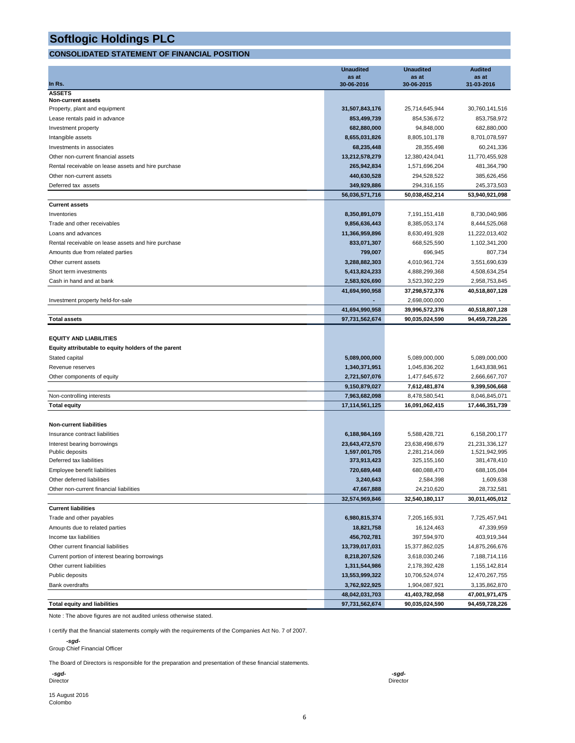# Softlogic Holdings PLC

## CONSOLIDATED STATEMENT OF FINANCIAL POSITION

| In Rs. | Unaudited as at 30-06-2016 | Unaudited as at 30-06-2015 | Audited as at 31-03-2016 |
|---|---|---|---|
| **ASSETS** | | | |
| **Non-current assets** | | | |
| Property, plant and equipment | **31,507,843,176** | 25,714,645,944 | 30,760,141,516 |
| Lease rentals paid in advance | **853,499,739** | 854,536,672 | 853,758,972 |
| Investment property | **682,880,000** | 94,848,000 | 682,880,000 |
| Intangible assets | **8,655,031,826** | 8,805,101,178 | 8,701,078,597 |
| Investments in associates | **68,235,448** | 28,355,498 | 60,241,336 |
| Other non-current financial assets | **13,212,578,279** | 12,380,424,041 | 11,770,455,928 |
| Rental receivable on lease assets and hire purchase | **265,942,834** | 1,571,696,204 | 481,364,790 |
| Other non-current assets | **440,630,528** | 294,528,522 | 385,626,456 |
| Deferred tax assets | **349,929,886** | 294,316,155 | 245,373,503 |
| | **56,036,571,716** | **50,038,452,214** | **53,940,921,098** |
| **Current assets** | | | |
| Inventories | **8,350,891,079** | 7,191,151,418 | 8,730,040,986 |
| Trade and other receivables | **9,856,636,443** | 8,385,053,174 | 8,444,525,068 |
| Loans and advances | **11,366,959,896** | 8,630,491,928 | 11,222,013,402 |
| Rental receivable on lease assets and hire purchase | **833,071,307** | 668,525,590 | 1,102,341,200 |
| Amounts due from related parties | **799,007** | 696,945 | 807,734 |
| Other current assets | **3,288,882,303** | 4,010,961,724 | 3,551,690,639 |
| Short term investments | **5,413,824,233** | 4,888,299,368 | 4,508,634,254 |
| Cash in hand and at bank | **2,583,926,690** | 3,523,392,229 | 2,958,753,845 |
| | **41,694,990,958** | **37,298,572,376** | **40,518,807,128** |
| Investment property held-for-sale | **-** | 2,698,000,000 | - |
| | **41,694,990,958** | **39,996,572,376** | **40,518,807,128** |
| **Total assets** | **97,731,562,674** | **90,035,024,590** | **94,459,728,226** |
| | | | |
| **EQUITY AND LIABILITIES** | | | |
| **Equity attributable to equity holders of the parent** | | | |
| Stated capital | **5,089,000,000** | 5,089,000,000 | 5,089,000,000 |
| Revenue reserves | **1,340,371,951** | 1,045,836,202 | 1,643,838,961 |
| Other components of equity | **2,721,507,076** | 1,477,645,672 | 2,666,667,707 |
| | **9,150,879,027** | **7,612,481,874** | **9,399,506,668** |
| Non-controlling interests | **7,963,682,098** | 8,478,580,541 | 8,046,845,071 |
| **Total equity** | **17,114,561,125** | **16,091,062,415** | **17,446,351,739** |
| | | | |
| **Non-current liabilities** | | | |
| Insurance contract liabilities | **6,188,984,169** | 5,588,428,721 | 6,158,200,177 |
| Interest bearing borrowings | **23,643,472,570** | 23,638,498,679 | 21,231,336,127 |
| Public deposits | **1,597,001,705** | 2,281,214,069 | 1,521,942,995 |
| Deferred tax liabilities | **373,913,423** | 325,155,160 | 381,478,410 |
| Employee benefit liabilities | **720,689,448** | 680,088,470 | 688,105,084 |
| Other deferred liabilities | **3,240,643** | 2,584,398 | 1,609,638 |
| Other non-current financial liabilities | **47,667,888** | 24,210,620 | 28,732,581 |
| | **32,574,969,846** | **32,540,180,117** | **30,011,405,012** |
| **Current liabilities** | | | |
| Trade and other payables | **6,980,815,374** | 7,205,165,931 | 7,725,457,941 |
| Amounts due to related parties | **18,821,758** | 16,124,463 | 47,339,959 |
| Income tax liabilities | **456,702,781** | 397,594,970 | 403,919,344 |
| Other current financial liabilities | **13,739,017,031** | 15,377,862,025 | 14,875,266,676 |
| Current portion of interest bearing borrowings | **8,218,207,526** | 3,618,030,246 | 7,188,714,116 |
| Other current liabilities | **1,311,544,986** | 2,178,392,428 | 1,155,142,814 |
| Public deposits | **13,553,999,322** | 10,706,524,074 | 12,470,267,755 |
| Bank overdrafts | **3,762,922,925** | 1,904,087,921 | 3,135,862,870 |
| | **48,042,031,703** | **41,403,782,058** | **47,001,971,475** |
| **Total equity and liabilities** | **97,731,562,674** | **90,035,024,590** | **94,459,728,226** |

Note : The above figures are not audited unless otherwise stated.

I certify that the financial statements comply with the requirements of the Companies Act No. 7 of 2007.

*-sgd-*
Group Chief Financial Officer

The Board of Directors is responsible for the preparation and presentation of these financial statements.

*-sgd-*
Director

*-sgd-*
Director

15 August 2016
Colombo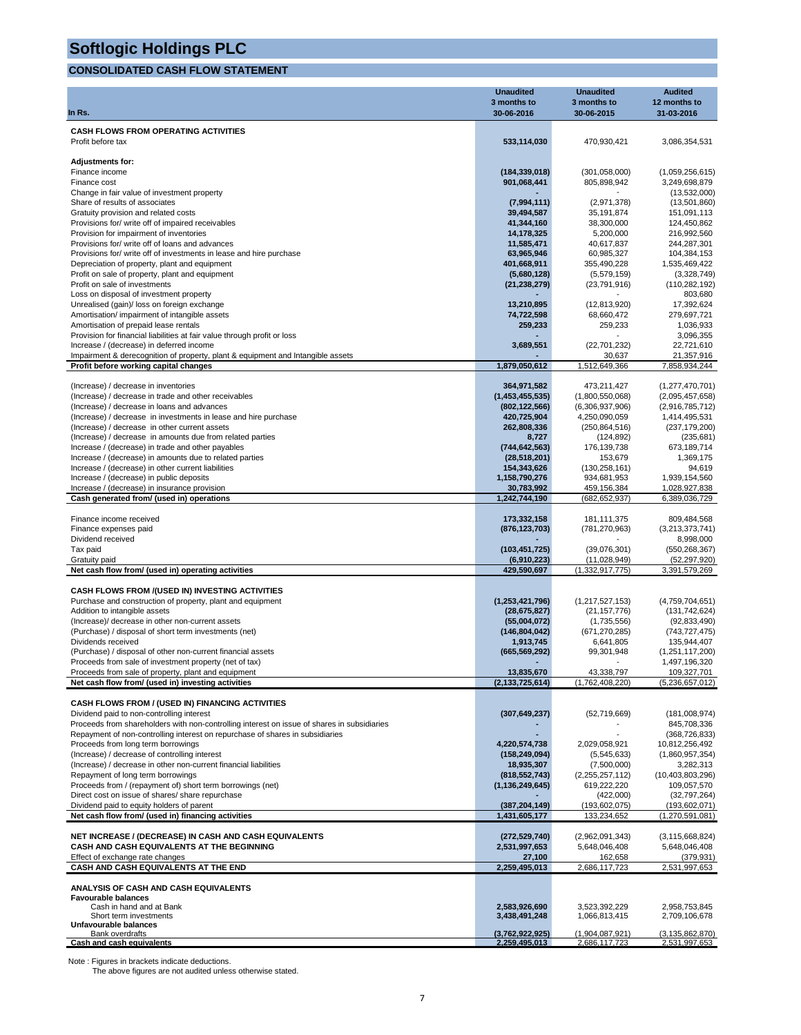# Softlogic Holdings PLC

## CONSOLIDATED CASH FLOW STATEMENT

| In Rs. | Unaudited 3 months to 30-06-2016 | Unaudited 3 months to 30-06-2015 | Audited 12 months to 31-03-2016 |
|---|---|---|---|
| **CASH FLOWS FROM OPERATING ACTIVITIES** | | | |
| Profit before tax | **533,114,030** | 470,930,421 | 3,086,354,531 |
| | | | |
| **Adjustments for:** | | | |
| Finance income | **(184,339,018)** | (301,058,000) | (1,059,256,615) |
| Finance cost | **901,068,441** | 805,898,942 | 3,249,698,879 |
| Change in fair value of investment property | **-** | - | (13,532,000) |
| Share of results of associates | **(7,994,111)** | (2,971,378) | (13,501,860) |
| Gratuity provision and related costs | **39,494,587** | 35,191,874 | 151,091,113 |
| Provisions for/ write off of impaired receivables | **41,344,160** | 38,300,000 | 124,450,862 |
| Provision for impairment of inventories | **14,178,325** | 5,200,000 | 216,992,560 |
| Provisions for/ write off of loans and advances | **11,585,471** | 40,617,837 | 244,287,301 |
| Provisions for/ write off of investments in lease and hire purchase | **63,965,946** | 60,985,327 | 104,384,153 |
| Depreciation of property, plant and equipment | **401,668,911** | 355,490,228 | 1,535,469,422 |
| Profit on sale of property, plant and equipment | **(5,680,128)** | (5,579,159) | (3,328,749) |
| Profit on sale of investments | **(21,238,279)** | (23,791,916) | (110,282,192) |
| Loss on disposal of investment property | **-** | - | 803,680 |
| Unrealised (gain)/ loss on foreign exchange | **13,210,895** | (12,813,920) | 17,392,624 |
| Amortisation/ impairment of intangible assets | **74,722,598** | 68,660,472 | 279,697,721 |
| Amortisation of prepaid lease rentals | **259,233** | 259,233 | 1,036,933 |
| Provision for financial liabilities at fair value through profit or loss | **-** | - | 3,096,355 |
| Increase / (decrease) in deferred income | **3,689,551** | (22,701,232) | 22,721,610 |
| Impairment & derecognition of property, plant & equipment and Intangible assets | **-** | 30,637 | 21,357,916 |
| **Profit before working capital changes** | **1,879,050,612** | 1,512,649,366 | 7,858,934,244 |
| | | | |
| (Increase) / decrease in inventories | **364,971,582** | 473,211,427 | (1,277,470,701) |
| (Increase) / decrease in trade and other receivables | **(1,453,455,535)** | (1,800,550,068) | (2,095,457,658) |
| (Increase) / decrease in loans and advances | **(802,122,566)** | (6,306,937,906) | (2,916,785,712) |
| (Increase) / decrease in investments in lease and hire purchase | **420,725,904** | 4,250,090,059 | 1,414,495,531 |
| (Increase) / decrease in other current assets | **262,808,336** | (250,864,516) | (237,179,200) |
| (Increase) / decrease in amounts due from related parties | **8,727** | (124,892) | (235,681) |
| Increase / (decrease) in trade and other payables | **(744,642,563)** | 176,139,738 | 673,189,714 |
| Increase / (decrease) in amounts due to related parties | **(28,518,201)** | 153,679 | 1,369,175 |
| Increase / (decrease) in other current liabilities | **154,343,626** | (130,258,161) | 94,619 |
| Increase / (decrease) in public deposits | **1,158,790,276** | 934,681,953 | 1,939,154,560 |
| Increase / (decrease) in insurance provision | **30,783,992** | 459,156,384 | 1,028,927,838 |
| **Cash generated from/ (used in) operations** | **1,242,744,190** | (682,652,937) | 6,389,036,729 |
| | | | |
| Finance income received | **173,332,158** | 181,111,375 | 809,484,568 |
| Finance expenses paid | **(876,123,703)** | (781,270,963) | (3,213,373,741) |
| Dividend received | **-** | - | 8,998,000 |
| Tax paid | **(103,451,725)** | (39,076,301) | (550,268,367) |
| Gratuity paid | **(6,910,223)** | (11,028,949) | (52,297,920) |
| **Net cash flow from/ (used in) operating activities** | **429,590,697** | (1,332,917,775) | 3,391,579,269 |
| | | | |
| **CASH FLOWS FROM /(USED IN) INVESTING ACTIVITIES** | | | |
| Purchase and construction of property, plant and equipment | **(1,253,421,796)** | (1,217,527,153) | (4,759,704,651) |
| Addition to intangible assets | **(28,675,827)** | (21,157,776) | (131,742,624) |
| (Increase)/ decrease in other non-current assets | **(55,004,072)** | (1,735,556) | (92,833,490) |
| (Purchase) / disposal of short term investments (net) | **(146,804,042)** | (671,270,285) | (743,727,475) |
| Dividends received | **1,913,745** | 6,641,805 | 135,944,407 |
| (Purchase) / disposal of other non-current financial assets | **(665,569,292)** | 99,301,948 | (1,251,117,200) |
| Proceeds from sale of investment property (net of tax) | **-** | - | 1,497,196,320 |
| Proceeds from sale of property, plant and equipment | **13,835,670** | 43,338,797 | 109,327,701 |
| **Net cash flow from/ (used in) investing activities** | **(2,133,725,614)** | (1,762,408,220) | (5,236,657,012) |
| | | | |
| **CASH FLOWS FROM / (USED IN) FINANCING ACTIVITIES** | | | |
| Dividend paid to non-controlling interest | **(307,649,237)** | (52,719,669) | (181,008,974) |
| Proceeds from shareholders with non-controlling interest on issue of shares in subsidiaries | **-** | - | 845,708,336 |
| Repayment of non-controlling interest on repurchase of shares in subsidiaries | **-** | - | (368,726,833) |
| Proceeds from long term borrowings | **4,220,574,738** | 2,029,058,921 | 10,812,256,492 |
| (Increase) / decrease of controlling interest | **(158,249,094)** | (5,545,633) | (1,860,957,354) |
| (Increase) / decrease in other non-current financial liabilities | **18,935,307** | (7,500,000) | 3,282,313 |
| Repayment of long term borrowings | **(818,552,743)** | (2,255,257,112) | (10,403,803,296) |
| Proceeds from / (repayment of) short term borrowings (net) | **(1,136,249,645)** | 619,222,220 | 109,057,570 |
| Direct cost on issue of shares/ share repurchase | **-** | (422,000) | (32,797,264) |
| Dividend paid to equity holders of parent | **(387,204,149)** | (193,602,075) | (193,602,071) |
| **Net cash flow from/ (used in) financing activities** | **1,431,605,177** | 133,234,652 | (1,270,591,081) |
| | | | |
| **NET INCREASE / (DECREASE) IN CASH AND CASH EQUIVALENTS** | **(272,529,740)** | (2,962,091,343) | (3,115,668,824) |
| **CASH AND CASH EQUIVALENTS AT THE BEGINNING** | **2,531,997,653** | 5,648,046,408 | 5,648,046,408 |
| Effect of exchange rate changes | **27,100** | 162,658 | (379,931) |
| **CASH AND CASH EQUIVALENTS AT THE END** | **2,259,495,013** | 2,686,117,723 | 2,531,997,653 |
| | | | |
| **ANALYSIS OF CASH AND CASH EQUIVALENTS** | | | |
| **Favourable balances** | | | |
| Cash in hand and at Bank | **2,583,926,690** | 3,523,392,229 | 2,958,753,845 |
| Short term investments | **3,438,491,248** | 1,066,813,415 | 2,709,106,678 |
| **Unfavourable balances** | | | |
| Bank overdrafts | **(3,762,922,925)** | (1,904,087,921) | (3,135,862,870) |
| **Cash and cash equivalents** | **2,259,495,013** | 2,686,117,723 | 2,531,997,653 |

Note : Figures in brackets indicate deductions.
The above figures are not audited unless otherwise stated.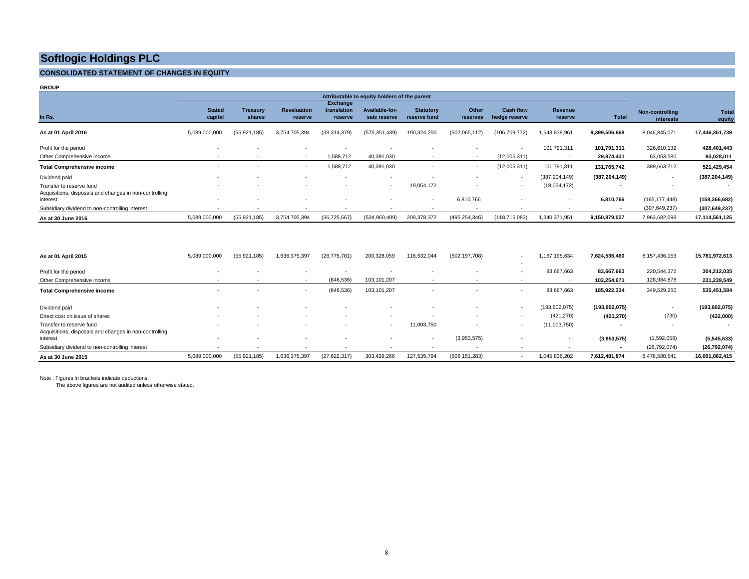# Softlogic Holdings PLC

## CONSOLIDATED STATEMENT OF CHANGES IN EQUITY

**GROUP**

| In Rs. | Stated capital | Treasury shares | Revaluation reserve | Exchange translation reserve | Available-for-sale reserve | Statutory reserve fund | Other reserves | Cash flow hedge reserve | Revenue reserve | Total | Non-controlling interests | Total equity |
|---|---|---|---|---|---|---|---|---|---|---|---|---|
| | Attributable to equity holders of the parent | | | | | | | | | | | |
| **As at 01 April 2016** | 5,089,000,000 | (55,921,185) | 3,754,705,394 | (38,314,379) | (575,351,439) | 190,324,200 | (502,065,112) | (106,709,772) | 1,643,838,961 | **9,399,506,668** | 8,046,845,071 | **17,446,351,739** |
| Profit for the period | - | - | - | - | - | - | - | - | 101,791,311 | **101,791,311** | 326,610,132 | **428,401,443** |
| Other Comprehensive income | - | - | - | 1,588,712 | 40,391,030 | - | - | (12,005,311) | - | **29,974,431** | 63,053,580 | **93,028,011** |
| **Total Comprehensive income** | - | - | - | 1,588,712 | 40,391,030 | - | - | (12,005,311) | 101,791,311 | **131,765,742** | 389,663,712 | **521,429,454** |
| Dividend paid | - | - | - | - | - | - | - | - | (387,204,149) | **(387,204,149)** | - | **(387,204,149)** |
| Transfer to reserve fund | - | - | - | - | - | 18,054,172 | - | - | (18,054,172) | **-** | - | **-** |
| Acquisitions, disposals and changes in non-controlling interest | - | - | - | - | - | - | 6,810,766 | - | - | **6,810,766** | (165,177,448) | **(158,366,682)** |
| Subsidiary dividend to non-controlling interest | - | - | - | - | - | - | - | - | - | **-** | (307,649,237) | **(307,649,237)** |
| **As at 30 June 2016** | 5,089,000,000 | (55,921,185) | 3,754,705,394 | (36,725,667) | (534,960,409) | 208,378,372 | (495,254,346) | (118,715,083) | 1,340,371,951 | **9,150,879,027** | 7,963,682,098 | **17,114,561,125** |
| | | | | | | | | | | | | |
| **As at 01 April 2015** | 5,089,000,000 | (55,921,185) | 1,636,375,397 | (26,775,781) | 200,328,059 | 116,532,044 | (502,197,708) | - | 1,167,195,634 | **7,624,536,460** | 8,157,436,153 | **15,781,972,613** |
| Profit for the period | - | - | - | - | - | - | - | - | 83,667,663 | **83,667,663** | 220,544,372 | **304,212,035** |
| Other Comprehensive income | - | - | - | (846,536) | 103,101,207 | - | - | - | - | **102,254,671** | 128,984,878 | **231,239,549** |
| **Total Comprehensive income** | - | - | - | (846,536) | 103,101,207 | - | - | - | 83,667,663 | **185,922,334** | 349,529,250 | **535,451,584** |
| Dividend paid | - | - | - | - | - | - | - | - | (193,602,075) | **(193,602,075)** | - | **(193,602,075)** |
| Direct cost on issue of shares | - | - | - | - | - | - | - | - | (421,270) | **(421,270)** | (730) | **(422,000)** |
| Transfer to reserve fund | - | - | - | - | - | 11,003,750 | - | - | (11,003,750) | **-** | - | **-** |
| Acquisitions, disposals and changes in non-controlling interest | - | - | - | - | - | - | (3,953,575) | - | - | **(3,953,575)** | (1,592,058) | **(5,545,633)** |
| Subsidiary dividend to non-controlling interest | - | - | - | - | - | - | - | - | - | **-** | (26,792,074) | **(26,792,074)** |
| **As at 30 June 2015** | 5,089,000,000 | (55,921,185) | 1,636,375,397 | (27,622,317) | 303,429,266 | 127,535,794 | (506,151,283) | - | 1,045,836,202 | **7,612,481,874** | 8,478,580,541 | **16,091,062,415** |

Note : Figures in brackets indicate deductions.
The above figures are not audited unless otherwise stated.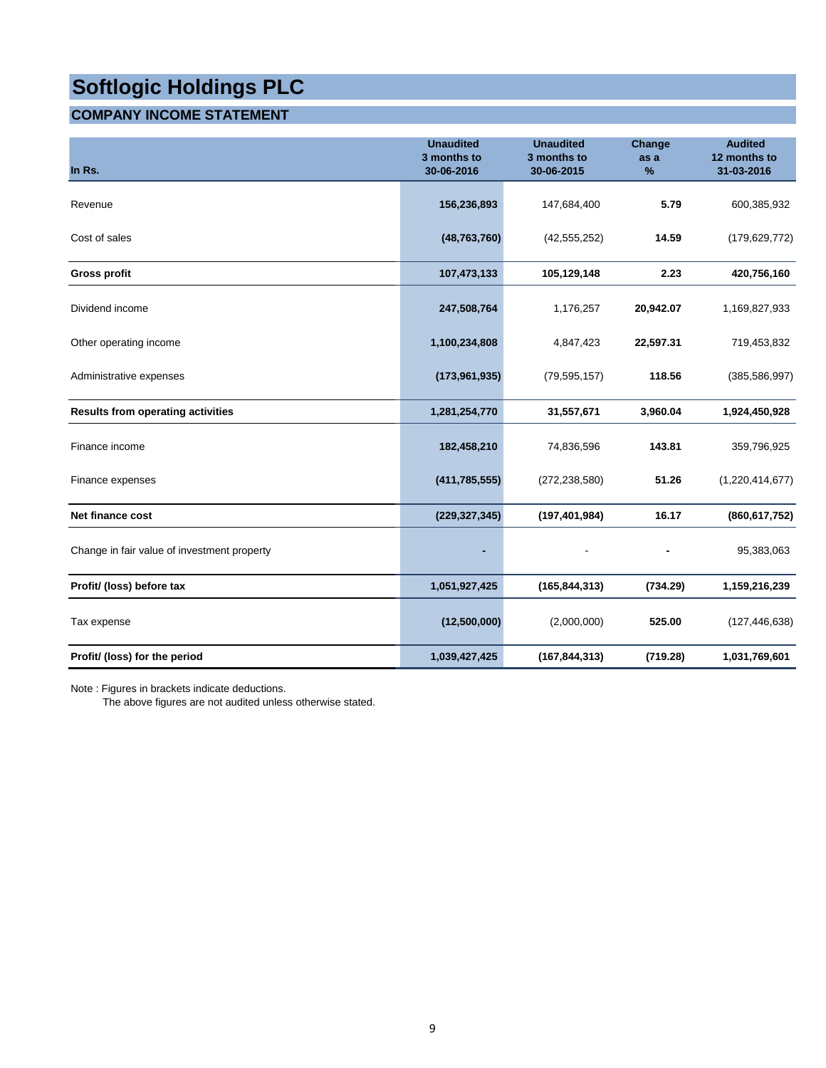# Softlogic Holdings PLC

## COMPANY INCOME STATEMENT

| In Rs. | Unaudited 3 months to 30-06-2016 | Unaudited 3 months to 30-06-2015 | Change as a % | Audited 12 months to 31-03-2016 |
|---|---|---|---|---|
| Revenue | **156,236,893** | 147,684,400 | **5.79** | 600,385,932 |
| Cost of sales | **(48,763,760)** | (42,555,252) | **14.59** | (179,629,772) |
| **Gross profit** | **107,473,133** | **105,129,148** | **2.23** | **420,756,160** |
| Dividend income | **247,508,764** | 1,176,257 | **20,942.07** | 1,169,827,933 |
| Other operating income | **1,100,234,808** | 4,847,423 | **22,597.31** | 719,453,832 |
| Administrative expenses | **(173,961,935)** | (79,595,157) | **118.56** | (385,586,997) |
| **Results from operating activities** | **1,281,254,770** | **31,557,671** | **3,960.04** | **1,924,450,928** |
| Finance income | **182,458,210** | 74,836,596 | **143.81** | 359,796,925 |
| Finance expenses | **(411,785,555)** | (272,238,580) | **51.26** | (1,220,414,677) |
| **Net finance cost** | **(229,327,345)** | **(197,401,984)** | **16.17** | **(860,617,752)** |
| Change in fair value of investment property | **-** | - | **-** | 95,383,063 |
| **Profit/ (loss) before tax** | **1,051,927,425** | **(165,844,313)** | **(734.29)** | **1,159,216,239** |
| Tax expense | **(12,500,000)** | (2,000,000) | **525.00** | (127,446,638) |
| **Profit/ (loss) for the period** | **1,039,427,425** | **(167,844,313)** | **(719.28)** | **1,031,769,601** |

Note : Figures in brackets indicate deductions.
The above figures are not audited unless otherwise stated.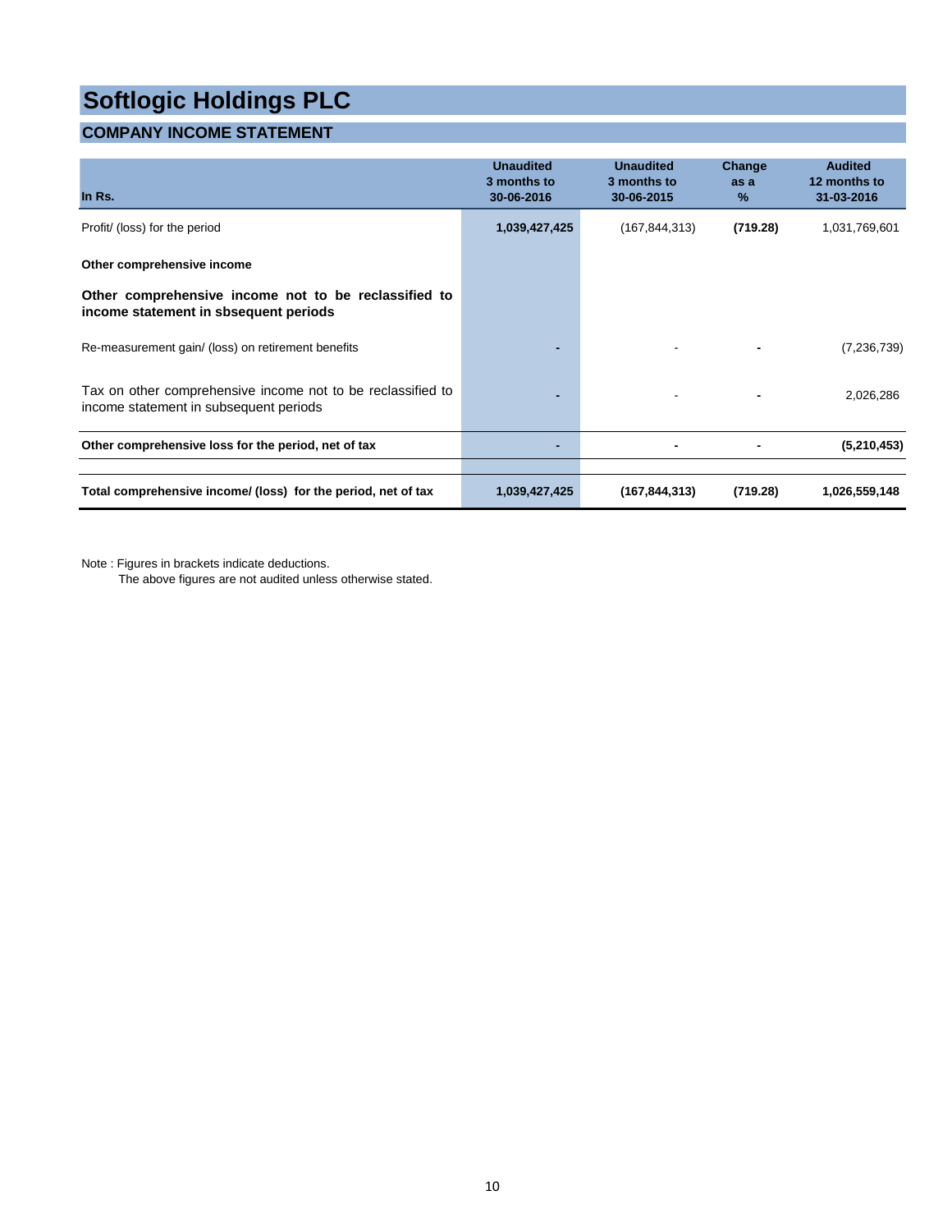# Softlogic Holdings PLC

## COMPANY INCOME STATEMENT

| In Rs. | Unaudited 3 months to 30-06-2016 | Unaudited 3 months to 30-06-2015 | Change as a % | Audited 12 months to 31-03-2016 |
|---|---|---|---|---|
| Profit/ (loss) for the period | **1,039,427,425** | (167,844,313) | **(719.28)** | 1,031,769,601 |
| **Other comprehensive income** | | | | |
| **Other comprehensive income not to be reclassified to income statement in sbsequent periods** | | | | |
| Re-measurement gain/ (loss) on retirement benefits | **-** | - | **-** | (7,236,739) |
| Tax on other comprehensive income not to be reclassified to income statement in subsequent periods | **-** | - | **-** | 2,026,286 |
| **Other comprehensive loss for the period, net of tax** | **-** | **-** | **-** | **(5,210,453)** |
| **Total comprehensive income/ (loss) for the period, net of tax** | **1,039,427,425** | **(167,844,313)** | **(719.28)** | **1,026,559,148** |

Note : Figures in brackets indicate deductions.
The above figures are not audited unless otherwise stated.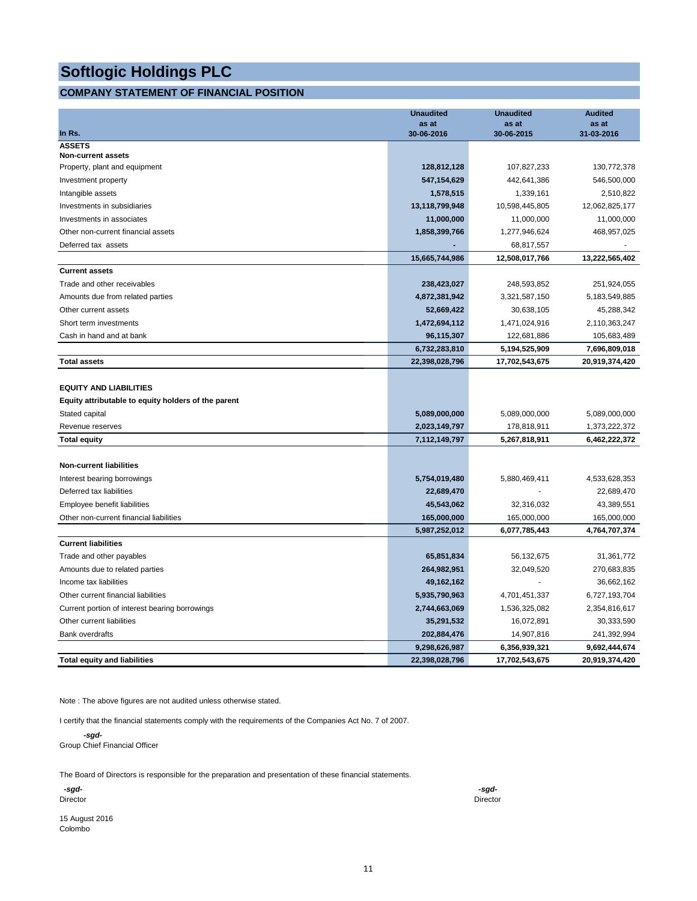# Softlogic Holdings PLC

## COMPANY STATEMENT OF FINANCIAL POSITION

| In Rs. | Unaudited as at 30-06-2016 | Unaudited as at 30-06-2015 | Audited as at 31-03-2016 |
|---|---|---|---|
| **ASSETS** | | | |
| **Non-current assets** | | | |
| Property, plant and equipment | **128,812,128** | 107,827,233 | 130,772,378 |
| Investment property | **547,154,629** | 442,641,386 | 546,500,000 |
| Intangible assets | **1,578,515** | 1,339,161 | 2,510,822 |
| Investments in subsidiaries | **13,118,799,948** | 10,598,445,805 | 12,062,825,177 |
| Investments in associates | **11,000,000** | 11,000,000 | 11,000,000 |
| Other non-current financial assets | **1,858,399,766** | 1,277,946,624 | 468,957,025 |
| Deferred tax assets | **-** | 68,817,557 | - |
| | **15,665,744,986** | **12,508,017,766** | **13,222,565,402** |
| **Current assets** | | | |
| Trade and other receivables | **238,423,027** | 248,593,852 | 251,924,055 |
| Amounts due from related parties | **4,872,381,942** | 3,321,587,150 | 5,183,549,885 |
| Other current assets | **52,669,422** | 30,638,105 | 45,288,342 |
| Short term investments | **1,472,694,112** | 1,471,024,916 | 2,110,363,247 |
| Cash in hand and at bank | **96,115,307** | 122,681,886 | 105,683,489 |
| | **6,732,283,810** | **5,194,525,909** | **7,696,809,018** |
| **Total assets** | **22,398,028,796** | **17,702,543,675** | **20,919,374,420** |
| | | | |
| **EQUITY AND LIABILITIES** | | | |
| **Equity attributable to equity holders of the parent** | | | |
| Stated capital | **5,089,000,000** | 5,089,000,000 | 5,089,000,000 |
| Revenue reserves | **2,023,149,797** | 178,818,911 | 1,373,222,372 |
| **Total equity** | **7,112,149,797** | **5,267,818,911** | **6,462,222,372** |
| | | | |
| **Non-current liabilities** | | | |
| Interest bearing borrowings | **5,754,019,480** | 5,880,469,411 | 4,533,628,353 |
| Deferred tax liabilities | **22,689,470** | - | 22,689,470 |
| Employee benefit liabilities | **45,543,062** | 32,316,032 | 43,389,551 |
| Other non-current financial liabilities | **165,000,000** | 165,000,000 | 165,000,000 |
| | **5,987,252,012** | **6,077,785,443** | **4,764,707,374** |
| **Current liabilities** | | | |
| Trade and other payables | **65,851,834** | 56,132,675 | 31,361,772 |
| Amounts due to related parties | **264,982,951** | 32,049,520 | 270,683,835 |
| Income tax liabilities | **49,162,162** | - | 36,662,162 |
| Other current financial liabilities | **5,935,790,963** | 4,701,451,337 | 6,727,193,704 |
| Current portion of interest bearing borrowings | **2,744,663,069** | 1,536,325,082 | 2,354,816,617 |
| Other current liabilities | **35,291,532** | 16,072,891 | 30,333,590 |
| Bank overdrafts | **202,884,476** | 14,907,816 | 241,392,994 |
| | **9,298,626,987** | **6,356,939,321** | **9,692,444,674** |
| **Total equity and liabilities** | **22,398,028,796** | **17,702,543,675** | **20,919,374,420** |

Note : The above figures are not audited unless otherwise stated.

I certify that the financial statements comply with the requirements of the Companies Act No. 7 of 2007.

*-sgd-*
Group Chief Financial Officer

The Board of Directors is responsible for the preparation and presentation of these financial statements.

*-sgd-*
Director

*-sgd-*
Director

15 August 2016
Colombo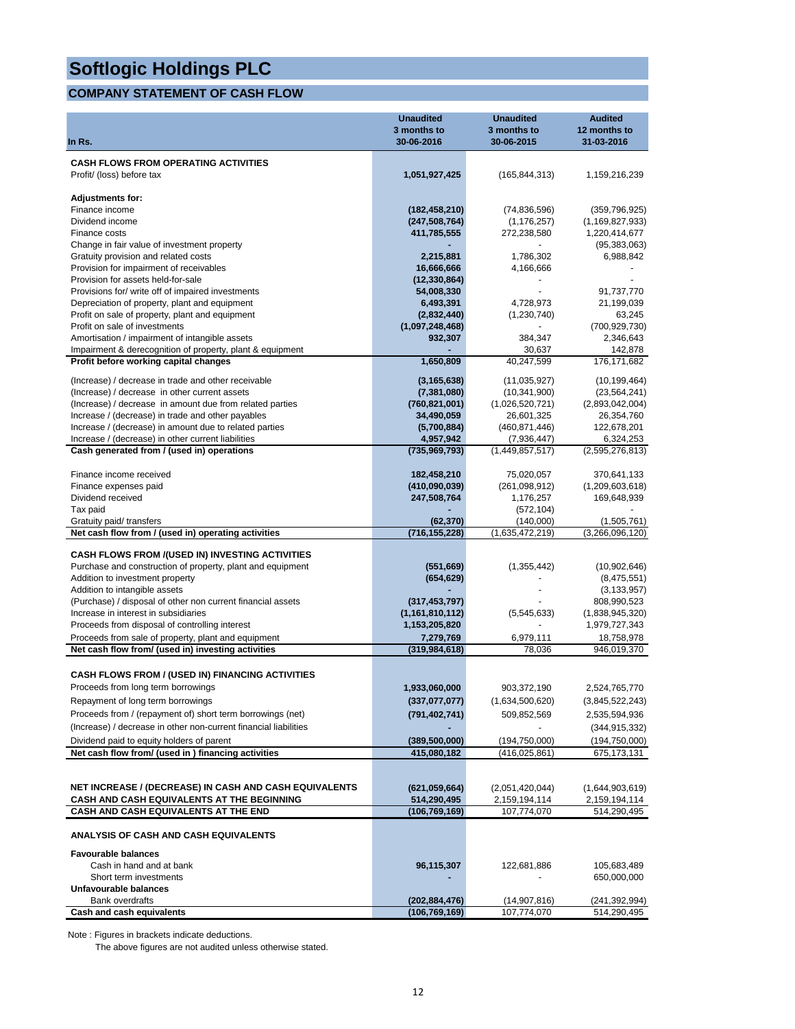# Softlogic Holdings PLC

## COMPANY STATEMENT OF CASH FLOW

| In Rs. | Unaudited 3 months to 30-06-2016 | Unaudited 3 months to 30-06-2015 | Audited 12 months to 31-03-2016 |
|---|---|---|---|
| **CASH FLOWS FROM OPERATING ACTIVITIES** | | | |
| Profit/ (loss) before tax | **1,051,927,425** | (165,844,313) | 1,159,216,239 |
| **Adjustments for:** | | | |
| Finance income | **(182,458,210)** | (74,836,596) | (359,796,925) |
| Dividend income | **(247,508,764)** | (1,176,257) | (1,169,827,933) |
| Finance costs | **411,785,555** | 272,238,580 | 1,220,414,677 |
| Change in fair value of investment property | **-** | - | (95,383,063) |
| Gratuity provision and related costs | **2,215,881** | 1,786,302 | 6,988,842 |
| Provision for impairment of receivables | **16,666,666** | 4,166,666 | - |
| Provision for assets held-for-sale | **(12,330,864)** | - | - |
| Provisions for/ write off of impaired investments | **54,008,330** | - | 91,737,770 |
| Depreciation of property, plant and equipment | **6,493,391** | 4,728,973 | 21,199,039 |
| Profit on sale of property, plant and equipment | **(2,832,440)** | (1,230,740) | 63,245 |
| Profit on sale of investments | **(1,097,248,468)** | - | (700,929,730) |
| Amortisation / impairment of intangible assets | **932,307** | 384,347 | 2,346,643 |
| Impairment & derecognition of property, plant & equipment | **-** | 30,637 | 142,878 |
| **Profit before working capital changes** | **1,650,809** | 40,247,599 | 176,171,682 |
| (Increase) / decrease in trade and other receivable | **(3,165,638)** | (11,035,927) | (10,199,464) |
| (Increase) / decrease in other current assets | **(7,381,080)** | (10,341,900) | (23,564,241) |
| (Increase) / decrease in amount due from related parties | **(760,821,001)** | (1,026,520,721) | (2,893,042,004) |
| Increase / (decrease) in trade and other payables | **34,490,059** | 26,601,325 | 26,354,760 |
| Increase / (decrease) in amount due to related parties | **(5,700,884)** | (460,871,446) | 122,678,201 |
| Increase / (decrease) in other current liabilities | **4,957,942** | (7,936,447) | 6,324,253 |
| **Cash generated from / (used in) operations** | **(735,969,793)** | (1,449,857,517) | (2,595,276,813) |
| Finance income received | **182,458,210** | 75,020,057 | 370,641,133 |
| Finance expenses paid | **(410,090,039)** | (261,098,912) | (1,209,603,618) |
| Dividend received | **247,508,764** | 1,176,257 | 169,648,939 |
| Tax paid | **-** | (572,104) | - |
| Gratuity paid/ transfers | **(62,370)** | (140,000) | (1,505,761) |
| **Net cash flow from / (used in) operating activities** | **(716,155,228)** | (1,635,472,219) | (3,266,096,120) |
| **CASH FLOWS FROM /(USED IN) INVESTING ACTIVITIES** | | | |
| Purchase and construction of property, plant and equipment | **(551,669)** | (1,355,442) | (10,902,646) |
| Addition to investment property | **(654,629)** | - | (8,475,551) |
| Addition to intangible assets | **-** | - | (3,133,957) |
| (Purchase) / disposal of other non current financial assets | **(317,453,797)** | - | 808,990,523 |
| Increase in interest in subsidiaries | **(1,161,810,112)** | (5,545,633) | (1,838,945,320) |
| Proceeds from disposal of controlling interest | **1,153,205,820** | - | 1,979,727,343 |
| Proceeds from sale of property, plant and equipment | **7,279,769** | 6,979,111 | 18,758,978 |
| **Net cash flow from/ (used in) investing activities** | **(319,984,618)** | 78,036 | 946,019,370 |
| **CASH FLOWS FROM / (USED IN) FINANCING ACTIVITIES** | | | |
| Proceeds from long term borrowings | **1,933,060,000** | 903,372,190 | 2,524,765,770 |
| Repayment of long term borrowings | **(337,077,077)** | (1,634,500,620) | (3,845,522,243) |
| Proceeds from / (repayment of) short term borrowings (net) | **(791,402,741)** | 509,852,569 | 2,535,594,936 |
| (Increase) / decrease in other non-current financial liabilities | **-** | - | (344,915,332) |
| Dividend paid to equity holders of parent | **(389,500,000)** | (194,750,000) | (194,750,000) |
| **Net cash flow from/ (used in ) financing activities** | **415,080,182** | (416,025,861) | 675,173,131 |
| **NET INCREASE / (DECREASE) IN CASH AND CASH EQUIVALENTS** | **(621,059,664)** | (2,051,420,044) | (1,644,903,619) |
| **CASH AND CASH EQUIVALENTS AT THE BEGINNING** | **514,290,495** | 2,159,194,114 | 2,159,194,114 |
| **CASH AND CASH EQUIVALENTS AT THE END** | **(106,769,169)** | 107,774,070 | 514,290,495 |
| **ANALYSIS OF CASH AND CASH EQUIVALENTS** | | | |
| **Favourable balances** | | | |
| Cash in hand and at bank | **96,115,307** | 122,681,886 | 105,683,489 |
| Short term investments | **-** | - | 650,000,000 |
| **Unfavourable balances** | | | |
| Bank overdrafts | **(202,884,476)** | (14,907,816) | (241,392,994) |
| **Cash and cash equivalents** | **(106,769,169)** | 107,774,070 | 514,290,495 |

Note : Figures in brackets indicate deductions.

The above figures are not audited unless otherwise stated.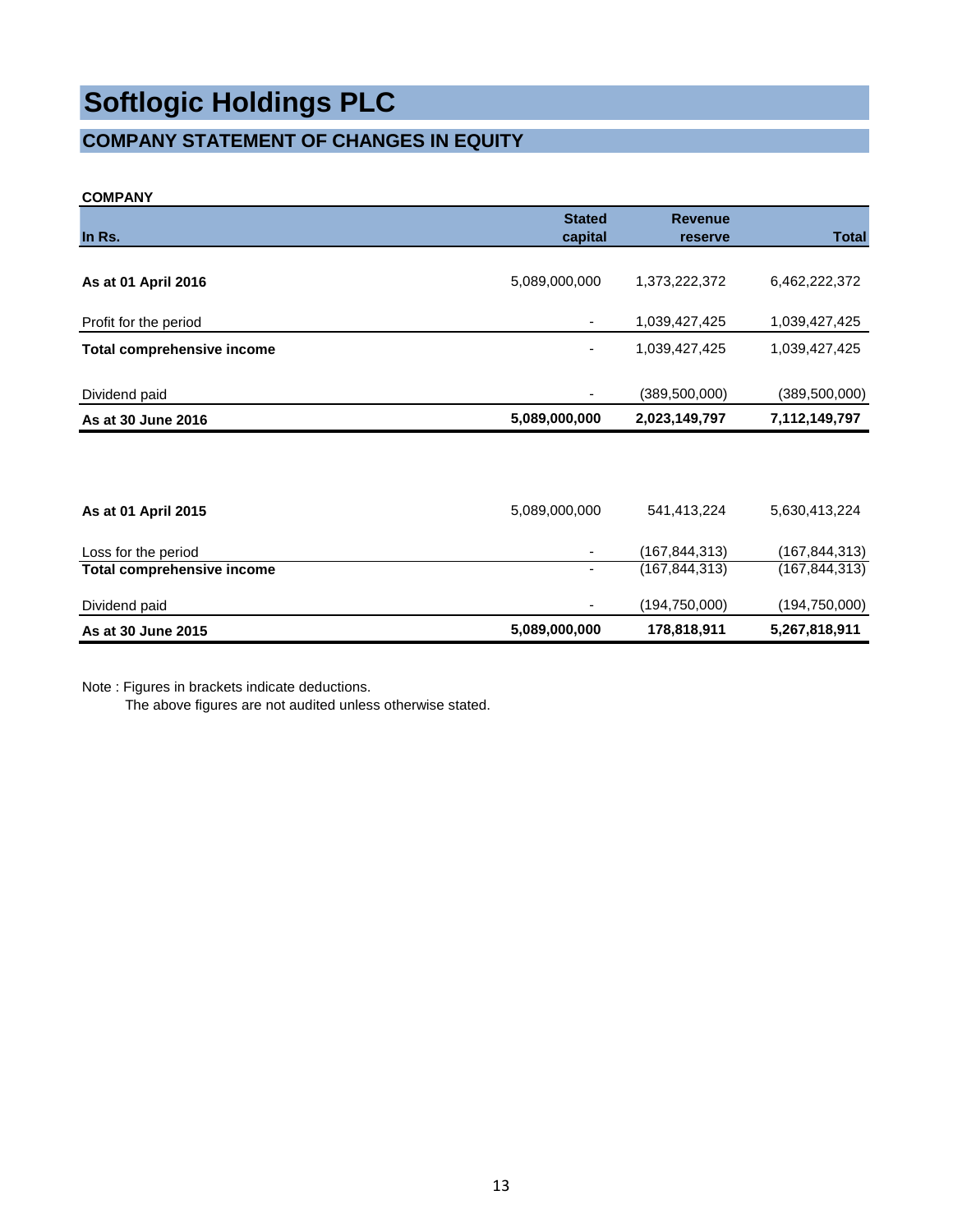# Softlogic Holdings PLC

## COMPANY STATEMENT OF CHANGES IN EQUITY

**COMPANY**

| In Rs. | Stated capital | Revenue reserve | Total |
|---|---|---|---|
| **As at 01 April 2016** | 5,089,000,000 | 1,373,222,372 | 6,462,222,372 |
| Profit for the period | - | 1,039,427,425 | 1,039,427,425 |
| **Total comprehensive income** | - | 1,039,427,425 | 1,039,427,425 |
| Dividend paid | - | (389,500,000) | (389,500,000) |
| **As at 30 June 2016** | **5,089,000,000** | **2,023,149,797** | **7,112,149,797** |
| | | | |
| **As at 01 April 2015** | 5,089,000,000 | 541,413,224 | 5,630,413,224 |
| Loss for the period | - | (167,844,313) | (167,844,313) |
| **Total comprehensive income** | - | (167,844,313) | (167,844,313) |
| Dividend paid | - | (194,750,000) | (194,750,000) |
| **As at 30 June 2015** | **5,089,000,000** | **178,818,911** | **5,267,818,911** |

Note : Figures in brackets indicate deductions.
The above figures are not audited unless otherwise stated.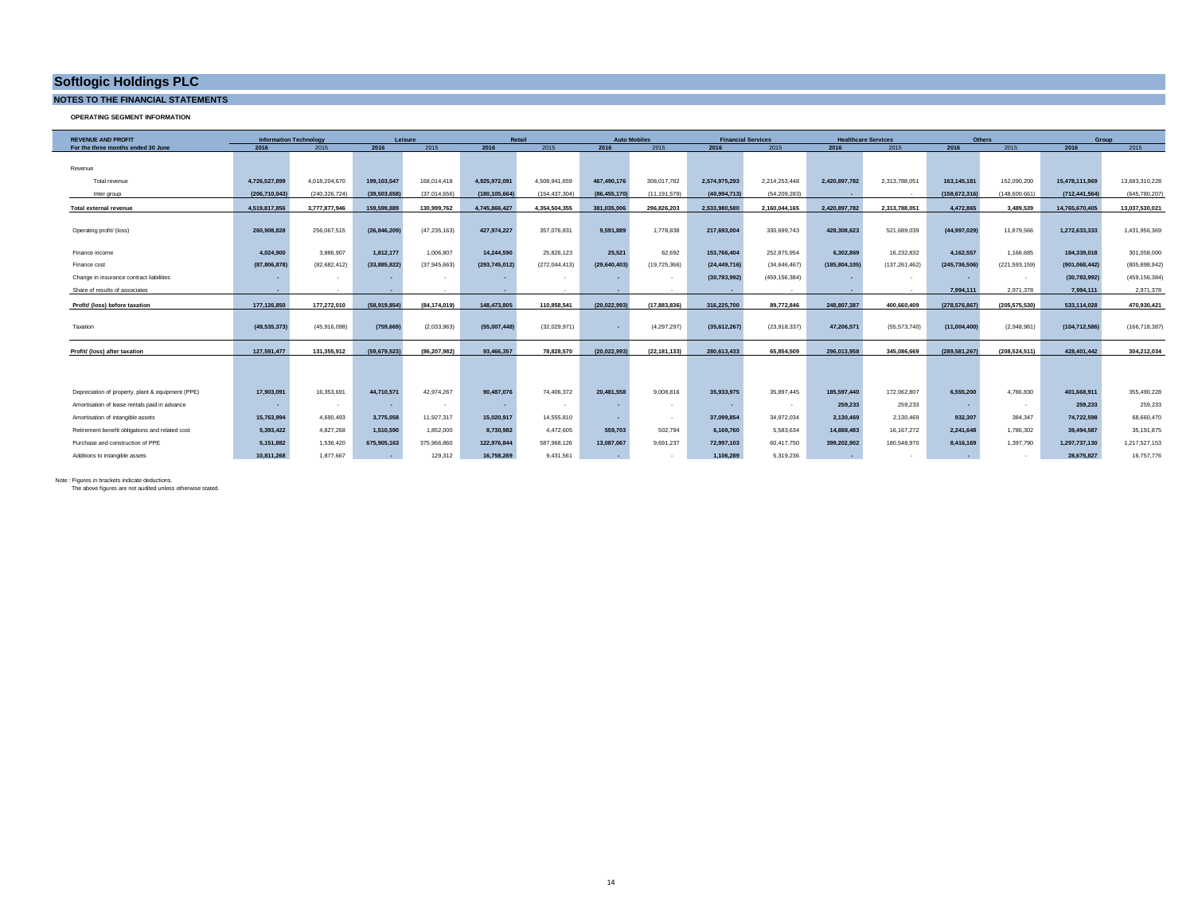# Softlogic Holdings PLC

## NOTES TO THE FINANCIAL STATEMENTS

### OPERATING SEGMENT INFORMATION

| REVENUE AND PROFIT | Information Technology | | Leisure | | Retail | | Auto Mobiles | | Financial Services | | Healthcare Services | | Others | | Group | |
|---|---|---|---|---|---|---|---|---|---|---|---|---|---|---|---|---|
| For the three months ended 30 June | 2016 | 2015 | 2016 | 2015 | 2016 | 2015 | 2016 | 2015 | 2016 | 2015 | 2016 | 2015 | 2016 | 2015 | 2016 | 2015 |
| Revenue | | | | | | | | | | | | | | | | |
| Total revenue | 4,726,527,899 | 4,018,204,670 | 199,103,547 | 168,014,418 | 4,925,972,091 | 4,508,941,659 | 467,490,176 | 308,017,782 | 2,574,975,293 | 2,214,253,448 | 2,420,897,782 | 2,313,788,051 | 163,145,181 | 152,090,200 | 15,478,111,969 | 13,683,310,228 |
| Inter group | (206,710,043) | (240,326,724) | (39,503,658) | (37,014,656) | (180,105,664) | (154,437,304) | (86,455,170) | (11,191,579) | (40,994,713) | (54,209,283) | - | - | (158,672,316) | (148,600,661) | (712,441,564) | (645,780,207) |
| **Total external revenue** | **4,519,817,856** | **3,777,877,946** | **159,599,889** | **130,999,762** | **4,745,866,427** | **4,354,504,355** | **381,035,006** | **296,826,203** | **2,533,980,580** | **2,160,044,165** | **2,420,897,782** | **2,313,788,051** | **4,472,865** | **3,489,539** | **14,765,670,405** | **13,037,530,021** |
| Operating profit/ (loss) | 260,908,828 | 256,067,515 | (26,846,209) | (47,235,163) | 427,974,227 | 357,076,831 | 9,591,889 | 1,778,838 | 217,693,004 | 330,699,743 | 428,308,623 | 521,689,039 | (44,997,029) | 11,879,566 | 1,272,633,333 | 1,431,956,369 |
| Finance income | 4,024,900 | 3,886,907 | 1,812,177 | 1,006,807 | 14,244,590 | 25,826,123 | 25,521 | 62,692 | 153,766,404 | 252,875,954 | 6,302,869 | 16,232,832 | 4,162,557 | 1,166,685 | 184,339,018 | 301,058,000 |
| Finance cost | (87,806,878) | (82,682,412) | (33,885,822) | (37,945,663) | (293,745,012) | (272,044,413) | (29,640,403) | (19,725,366) | (24,449,716) | (34,646,467) | (185,804,105) | (137,261,462) | (245,736,506) | (221,593,159) | (901,068,442) | (805,898,942) |
| Change in insurance contract liabilities | - | - | - | - | - | - | - | - | (30,783,992) | (459,156,384) | - | - | - | - | (30,783,992) | (459,156,384) |
| Share of results of associates | - | - | - | - | - | - | - | - | - | - | - | - | 7,994,111 | 2,971,378 | 7,994,111 | 2,971,378 |
| **Profit/ (loss) before taxation** | **177,126,850** | **177,272,010** | **(58,919,854)** | **(84,174,019)** | **148,473,805** | **110,858,541** | **(20,022,993)** | **(17,883,836)** | **316,225,700** | **89,772,846** | **248,807,387** | **400,660,409** | **(278,576,867)** | **(205,575,530)** | **533,114,028** | **470,930,421** |
| Taxation | (49,535,373) | (45,916,098) | (759,669) | (2,033,963) | (55,007,448) | (32,029,971) | - | (4,297,297) | (35,612,267) | (23,918,337) | 47,206,571 | (55,573,740) | (11,004,400) | (2,948,981) | (104,712,586) | (166,718,387) |
| **Profit/ (loss) after taxation** | **127,591,477** | **131,355,912** | **(59,679,523)** | **(86,207,982)** | **93,466,357** | **78,828,570** | **(20,022,993)** | **(22,181,133)** | **280,613,433** | **65,854,509** | **296,013,958** | **345,086,669** | **(289,581,267)** | **(208,524,511)** | **428,401,442** | **304,212,034** |
| Depreciation of property, plant & equipment (PPE) | 17,903,091 | 16,353,691 | 44,710,571 | 42,974,267 | 90,487,076 | 74,406,372 | 20,481,558 | 9,008,816 | 35,933,975 | 35,897,445 | 185,597,440 | 172,062,807 | 6,555,200 | 4,786,830 | 401,668,911 | 355,490,228 |
| Amortisation of lease rentals paid in advance | - | - | - | - | - | - | - | - | - | - | 259,233 | 259,233 | - | - | 259,233 | 259,233 |
| Amortisation of intangible assets | 15,763,994 | 4,690,493 | 3,775,058 | 11,927,317 | 15,020,917 | 14,555,810 | - | - | 37,099,854 | 34,972,034 | 2,130,469 | 2,130,469 | 932,307 | 384,347 | 74,722,598 | 68,660,470 |
| Retirement benefit obligations and related cost | 5,393,422 | 4,827,268 | 1,510,590 | 1,852,000 | 8,730,982 | 4,472,605 | 559,703 | 502,794 | 6,169,760 | 5,583,634 | 14,888,483 | 16,167,272 | 2,241,648 | 1,786,302 | 39,494,587 | 35,191,875 |
| Purchase and construction of PPE | 5,151,882 | 1,536,420 | 675,905,163 | 375,966,860 | 122,976,844 | 587,968,126 | 13,087,067 | 9,691,237 | 72,997,103 | 60,417,750 | 399,202,902 | 180,548,970 | 8,416,169 | 1,397,790 | 1,297,737,130 | 1,217,527,153 |
| Additions to intangible assets | 10,811,268 | 1,877,667 | - | 129,312 | 16,758,269 | 9,431,561 | - | - | 1,106,289 | 5,319,236 | - | - | - | - | 28,675,827 | 16,757,776 |

Note : Figures in brackets indicate deductions.
The above figures are not audited unless otherwise stated.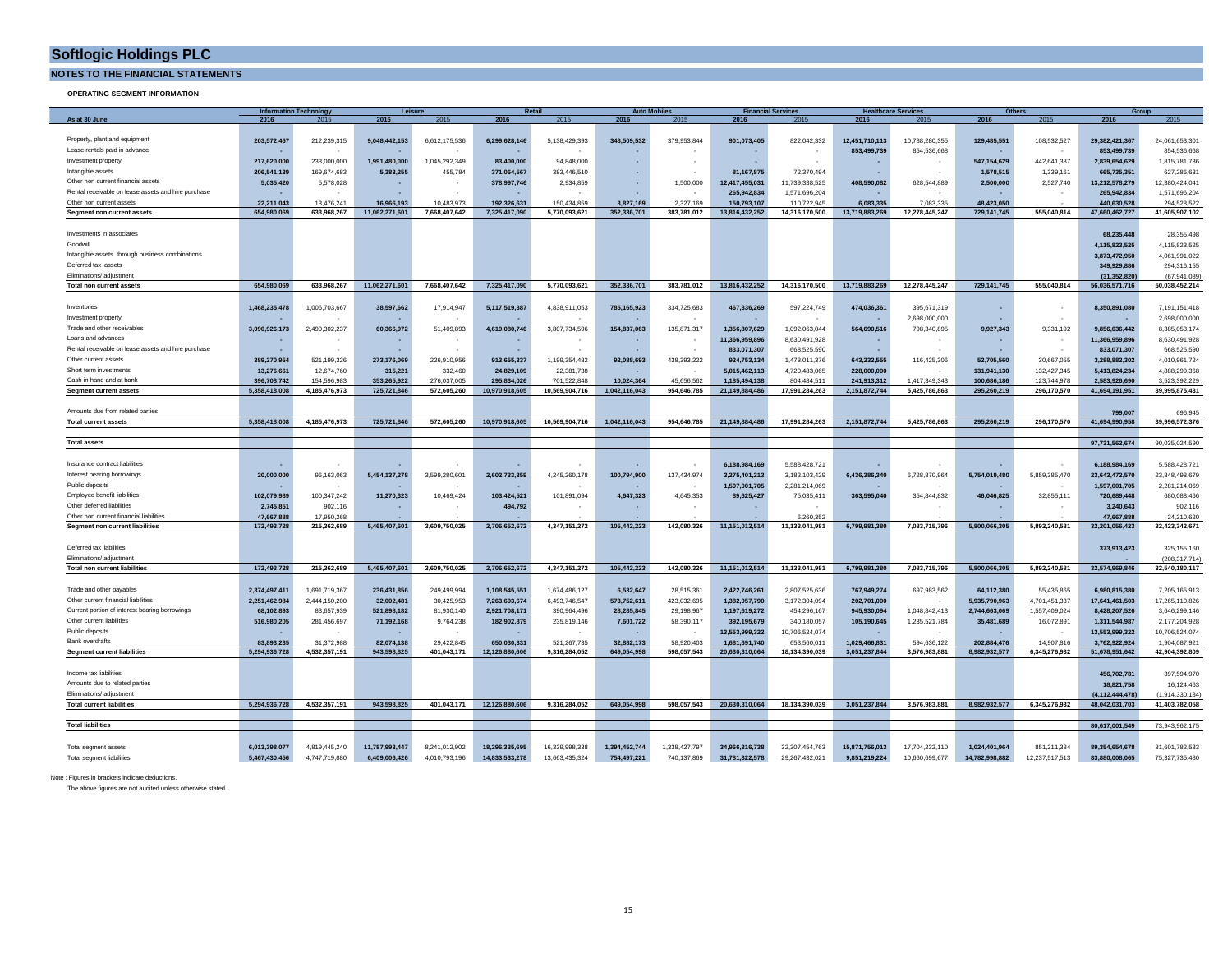# Softlogic Holdings PLC

## NOTES TO THE FINANCIAL STATEMENTS

### OPERATING SEGMENT INFORMATION

| | Information Technology | | Leisure | | Retail | | Auto Mobiles | | Financial Services | | Healthcare Services | | Others | | Group | |
|---|---|---|---|---|---|---|---|---|---|---|---|---|---|---|---|---|
| **As at 30 June** | **2016** | 2015 | **2016** | 2015 | **2016** | 2015 | **2016** | 2015 | **2016** | 2015 | **2016** | 2015 | **2016** | 2015 | **2016** | 2015 |
| Property, plant and equipment | **203,572,467** | 212,239,315 | **9,048,442,153** | 6,612,175,536 | **6,299,628,146** | 5,138,429,393 | **348,509,532** | 379,953,844 | **901,073,405** | 822,042,332 | **12,451,710,113** | 10,788,280,355 | **129,485,551** | 108,532,527 | **29,382,421,367** | 24,061,653,301 |
| Lease rentals paid in advance | **-** | - | **-** | - | **-** | - | **-** | - | **-** | - | **853,499,739** | 854,536,668 | **-** | - | **853,499,739** | 854,536,668 |
| Investment property | **217,620,000** | 233,000,000 | **1,991,480,000** | 1,045,292,349 | **83,400,000** | 94,848,000 | **-** | - | **-** | - | **-** | - | **547,154,629** | 442,641,387 | **2,839,654,629** | 1,815,781,736 |
| Intangible assets | **206,541,139** | 169,674,683 | **5,383,255** | 455,784 | **371,064,567** | 383,446,510 | **-** | - | **81,167,875** | 72,370,494 | **-** | - | **1,578,515** | 1,339,161 | **665,735,351** | 627,286,631 |
| Other non current financial assets | **5,035,420** | 5,578,028 | **-** | - | **378,997,746** | 2,934,859 | **-** | 1,500,000 | **12,417,455,031** | 11,739,338,525 | **408,590,082** | 628,544,889 | **2,500,000** | 2,527,740 | **13,212,578,279** | 12,380,424,041 |
| Rental receivable on lease assets and hire purchase | **-** | - | **-** | - | **-** | - | **-** | - | **265,942,834** | 1,571,696,204 | **-** | - | **-** | - | **265,942,834** | 1,571,696,204 |
| Other non current assets | **22,211,043** | 13,476,241 | **16,966,193** | 10,483,973 | **192,326,631** | 150,434,859 | **3,827,169** | 2,327,169 | **150,793,107** | 110,722,945 | **6,083,335** | 7,083,335 | **48,423,050** | - | **440,630,528** | 294,528,522 |
| **Segment non current assets** | **654,980,069** | **633,968,267** | **11,062,271,601** | **7,668,407,642** | **7,325,417,090** | **5,770,093,621** | **352,336,701** | **383,781,012** | **13,816,432,252** | **14,316,170,500** | **13,719,883,269** | **12,278,445,247** | **729,141,745** | **555,040,814** | **47,660,462,727** | **41,605,907,102** |
| Investments in associates | | | | | | | | | | | | | | | **68,235,448** | 28,355,498 |
| Goodwill | | | | | | | | | | | | | | | **4,115,823,525** | 4,115,823,525 |
| Intangible assets through business combinations | | | | | | | | | | | | | | | **3,873,472,950** | 4,061,991,022 |
| Deferred tax assets | | | | | | | | | | | | | | | **349,929,886** | 294,316,155 |
| Eliminations/ adjustment | | | | | | | | | | | | | | | **(31,352,820)** | (67,941,089) |
| **Total non current assets** | **654,980,069** | **633,968,267** | **11,062,271,601** | **7,668,407,642** | **7,325,417,090** | **5,770,093,621** | **352,336,701** | **383,781,012** | **13,816,432,252** | **14,316,170,500** | **13,719,883,269** | **12,278,445,247** | **729,141,745** | **555,040,814** | **56,036,571,716** | **50,038,452,214** |
| Inventories | **1,468,235,478** | 1,006,703,667 | **38,597,662** | 17,914,947 | **5,117,519,387** | 4,838,911,053 | **785,165,923** | 334,725,683 | **467,336,269** | 597,224,749 | **474,036,361** | 395,671,319 | **-** | - | **8,350,891,080** | 7,191,151,418 |
| Investment property | **-** | - | **-** | - | **-** | - | **-** | - | **-** | - | **-** | 2,698,000,000 | **-** | - | **-** | 2,698,000,000 |
| Trade and other receivables | **3,090,926,173** | 2,490,302,237 | **60,366,972** | 51,409,893 | **4,619,080,746** | 3,807,734,596 | **154,837,063** | 135,871,317 | **1,356,807,629** | 1,092,063,044 | **564,690,516** | 798,340,895 | **9,927,343** | 9,331,192 | **9,856,636,442** | 8,385,053,174 |
| Loans and advances | **-** | - | **-** | - | **-** | - | **-** | - | **11,366,959,896** | 8,630,491,928 | **-** | - | **-** | - | **11,366,959,896** | 8,630,491,928 |
| Rental receivable on lease assets and hire purchase | **-** | - | **-** | - | **-** | - | **-** | - | **833,071,307** | 668,525,590 | **-** | - | **-** | - | **833,071,307** | 668,525,590 |
| Other current assets | **389,270,954** | 521,199,326 | **273,176,069** | 226,910,956 | **913,655,337** | 1,199,354,482 | **92,088,693** | 438,393,222 | **924,753,134** | 1,478,011,376 | **643,232,555** | 116,425,306 | **52,705,560** | 30,667,055 | **3,288,882,302** | 4,010,961,724 |
| Short term investments | **13,276,661** | 12,674,760 | **315,221** | 332,460 | **24,829,109** | 22,381,738 | **-** | - | **5,015,462,113** | 4,720,483,065 | **228,000,000** | - | **131,941,130** | 132,427,345 | **5,413,824,234** | 4,888,299,368 |
| Cash in hand and at bank | **396,708,742** | 154,596,983 | **353,265,922** | 276,037,005 | **295,834,026** | 701,522,848 | **10,024,364** | 45,656,562 | **1,185,494,138** | 804,484,511 | **241,913,312** | 1,417,349,343 | **100,686,186** | 123,744,978 | **2,583,926,690** | 3,523,392,229 |
| **Segment current assets** | **5,358,418,008** | **4,185,476,973** | **725,721,846** | **572,605,260** | **10,970,918,605** | **10,569,904,716** | **1,042,116,043** | **954,646,785** | **21,149,884,486** | **17,991,284,263** | **2,151,872,744** | **5,425,786,863** | **295,260,219** | **296,170,570** | **41,694,191,951** | **39,995,875,431** |
| Amounts due from related parties | | | | | | | | | | | | | | | **799,007** | 696,945 |
| **Total current assets** | **5,358,418,008** | **4,185,476,973** | **725,721,846** | **572,605,260** | **10,970,918,605** | **10,569,904,716** | **1,042,116,043** | **954,646,785** | **21,149,884,486** | **17,991,284,263** | **2,151,872,744** | **5,425,786,863** | **295,260,219** | **296,170,570** | **41,694,990,958** | **39,996,572,376** |
| **Total assets** | | | | | | | | | | | | | | | **97,731,562,674** | 90,035,024,590 |
| Insurance contract liabilities | **-** | - | **-** | - | **-** | - | **-** | - | **6,188,984,169** | 5,588,428,721 | **-** | - | **-** | - | **6,188,984,169** | 5,588,428,721 |
| Interest bearing borrowings | **20,000,000** | 96,163,063 | **5,454,137,278** | 3,599,280,601 | **2,602,733,359** | 4,245,260,178 | **100,794,900** | 137,434,974 | **3,275,401,213** | 3,182,103,429 | **6,436,386,340** | 6,728,870,964 | **5,754,019,480** | 5,859,385,470 | **23,643,472,570** | 23,848,498,679 |
| Public deposits | **-** | - | **-** | - | **-** | - | **-** | - | **1,597,001,705** | 2,281,214,069 | **-** | - | **-** | - | **1,597,001,705** | 2,281,214,069 |
| Employee benefit liabilities | **102,079,989** | 100,347,242 | **11,270,323** | 10,469,424 | **103,424,521** | 101,891,094 | **4,647,323** | 4,645,353 | **89,625,427** | 75,035,411 | **363,595,040** | 354,844,832 | **46,046,825** | 32,855,111 | **720,689,448** | 680,088,466 |
| Other deferred liabilities | **2,745,851** | 902,116 | **-** | - | **494,792** | - | **-** | - | **-** | - | | - | | - | **3,240,643** | 902,116 |
| Other non current financial liabilities | **47,667,888** | 17,950,268 | **-** | - | **-** | - | **-** | - | **-** | 6,260,352 | | | **-** | - | **47,667,888** | 24,210,620 |
| **Segment non current liabilities** | **172,493,728** | **215,362,689** | **5,465,407,601** | **3,609,750,025** | **2,706,652,672** | **4,347,151,272** | **105,442,223** | **142,080,326** | **11,151,012,514** | **11,133,041,981** | **6,799,981,380** | **7,083,715,796** | **5,800,066,305** | **5,892,240,581** | **32,201,056,423** | **32,423,342,671** |
| Deferred tax liabilities | | | | | | | | | | | | | | | **373,913,423** | 325,155,160 |
| Eliminations/ adjustment | | | | | | | | | | | | | | | **-** | (208,317,714) |
| **Total non current liabilities** | **172,493,728** | **215,362,689** | **5,465,407,601** | **3,609,750,025** | **2,706,652,672** | **4,347,151,272** | **105,442,223** | **142,080,326** | **11,151,012,514** | **11,133,041,981** | **6,799,981,380** | **7,083,715,796** | **5,800,066,305** | **5,892,240,581** | **32,574,969,846** | **32,540,180,117** |
| Trade and other payables | **2,374,497,411** | 1,691,719,367 | **236,431,856** | 249,499,994 | **1,108,545,551** | 1,674,486,127 | **6,532,647** | 28,515,361 | **2,422,746,261** | 2,807,525,636 | **767,949,274** | 697,983,562 | **64,112,380** | 55,435,865 | **6,980,815,380** | 7,205,165,913 |
| Other current financial liabilities | **2,251,462,984** | 2,444,150,200 | **32,002,481** | 30,425,953 | **7,263,693,674** | 6,493,746,547 | **573,752,611** | 423,032,695 | **1,382,057,790** | 3,172,304,094 | **202,701,000** | - | **5,935,790,963** | 4,701,451,337 | **17,641,461,503** | 17,265,110,826 |
| Current portion of interest bearing borrowings | **68,102,893** | 83,657,939 | **521,898,182** | 81,930,140 | **2,921,708,171** | 390,964,496 | **28,285,845** | 29,198,967 | **1,197,619,272** | 454,296,167 | **945,930,094** | 1,048,842,413 | **2,744,663,069** | 1,557,409,024 | **8,428,207,526** | 3,646,299,146 |
| Other current liabilities | **516,980,205** | 281,456,697 | **71,192,168** | 9,764,238 | **182,902,879** | 235,819,146 | **7,601,722** | 58,390,117 | **392,195,679** | 340,180,057 | **105,190,645** | 1,235,521,784 | **35,481,689** | 16,072,891 | **1,311,544,987** | 2,177,204,928 |
| Public deposits | **-** | - | **-** | - | **-** | - | **-** | - | **13,553,999,322** | 10,706,524,074 | **-** | - | **-** | - | **13,553,999,322** | 10,706,524,074 |
| Bank overdrafts | **83,893,235** | 31,372,988 | **82,074,138** | 29,422,845 | **650,030,331** | 521,267,735 | **32,882,173** | 58,920,403 | **1,681,691,740** | 653,560,011 | **1,029,466,831** | 594,636,122 | **202,884,476** | 14,907,816 | **3,762,922,924** | 1,904,087,921 |
| **Segment current liabilities** | **5,294,936,728** | **4,532,357,191** | **943,598,825** | **401,043,171** | **12,126,880,606** | **9,316,284,052** | **649,054,998** | **598,057,543** | **20,630,310,064** | **18,134,390,039** | **3,051,237,844** | **3,576,983,881** | **8,982,932,577** | **6,345,276,932** | **51,678,951,642** | **42,904,392,809** |
| Income tax liabilities | | | | | | | | | | | | | | | **456,702,781** | 397,594,970 |
| Amounts due to related parties | | | | | | | | | | | | | | | **18,821,758** | 16,124,463 |
| Eliminations/ adjustment | | | | | | | | | | | | | | | **(4,112,444,478)** | (1,914,330,184) |
| **Total current liabilities** | **5,294,936,728** | **4,532,357,191** | **943,598,825** | **401,043,171** | **12,126,880,606** | **9,316,284,052** | **649,054,998** | **598,057,543** | **20,630,310,064** | **18,134,390,039** | **3,051,237,844** | **3,576,983,881** | **8,982,932,577** | **6,345,276,932** | **48,042,031,703** | **41,403,782,058** |
| **Total liabilities** | | | | | | | | | | | | | | | **80,617,001,549** | 73,943,962,175 |
| Total segment assets | **6,013,398,077** | 4,819,445,240 | **11,787,993,447** | 8,241,012,902 | **18,296,335,695** | 16,339,998,338 | **1,394,452,744** | 1,338,427,797 | **34,966,316,738** | 32,307,454,763 | **15,871,756,013** | 17,704,232,110 | **1,024,401,964** | 851,211,384 | **89,354,654,678** | 81,601,782,533 |
| Total segment liabilities | **5,467,430,456** | 4,747,719,880 | **6,409,006,426** | 4,010,793,196 | **14,833,533,278** | 13,663,435,324 | **754,497,221** | 740,137,869 | **31,781,322,578** | 29,267,432,021 | **9,851,219,224** | 10,660,699,677 | **14,782,998,882** | 12,237,517,513 | **83,880,008,065** | 75,327,735,480 |

Note : Figures in brackets indicate deductions.

The above figures are not audited unless otherwise stated.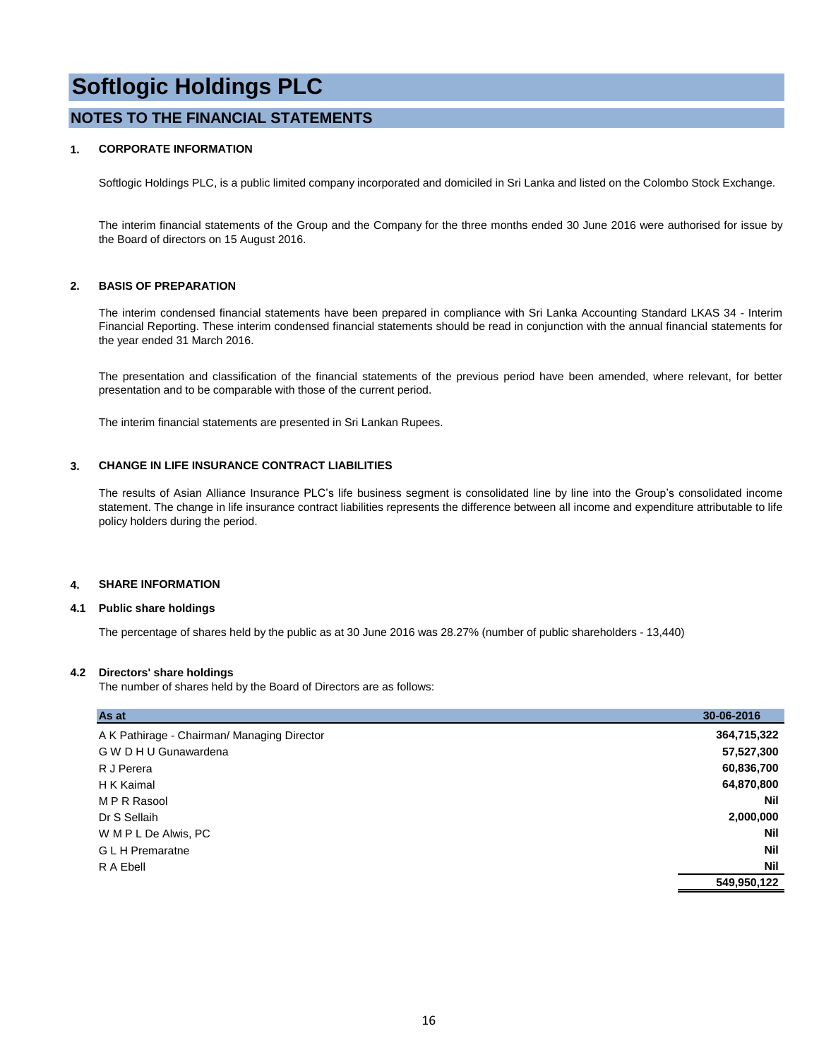# Softlogic Holdings PLC

## NOTES TO THE FINANCIAL STATEMENTS

### 1. CORPORATE INFORMATION

Softlogic Holdings PLC, is a public limited company incorporated and domiciled in Sri Lanka and listed on the Colombo Stock Exchange.

The interim financial statements of the Group and the Company for the three months ended 30 June 2016 were authorised for issue by the Board of directors on 15 August 2016.

### 2. BASIS OF PREPARATION

The interim condensed financial statements have been prepared in compliance with Sri Lanka Accounting Standard LKAS 34 - Interim Financial Reporting. These interim condensed financial statements should be read in conjunction with the annual financial statements for the year ended 31 March 2016.

The presentation and classification of the financial statements of the previous period have been amended, where relevant, for better presentation and to be comparable with those of the current period.

The interim financial statements are presented in Sri Lankan Rupees.

### 3. CHANGE IN LIFE INSURANCE CONTRACT LIABILITIES

The results of Asian Alliance Insurance PLC's life business segment is consolidated line by line into the Group's consolidated income statement. The change in life insurance contract liabilities represents the difference between all income and expenditure attributable to life policy holders during the period.

### 4. SHARE INFORMATION

#### 4.1 Public share holdings

The percentage of shares held by the public as at 30 June 2016 was 28.27% (number of public shareholders - 13,440)

#### 4.2 Directors' share holdings

The number of shares held by the Board of Directors are as follows:

| As at | 30-06-2016 |
|---|---|
| A K Pathirage - Chairman/ Managing Director | **364,715,322** |
| G W D H U Gunawardena | **57,527,300** |
| R J Perera | **60,836,700** |
| H K Kaimal | **64,870,800** |
| M P R Rasool | **Nil** |
| Dr S Sellaih | **2,000,000** |
| W M P L De Alwis, PC | **Nil** |
| G L H Premaratne | **Nil** |
| R A Ebell | **Nil** |
| | **549,950,122** |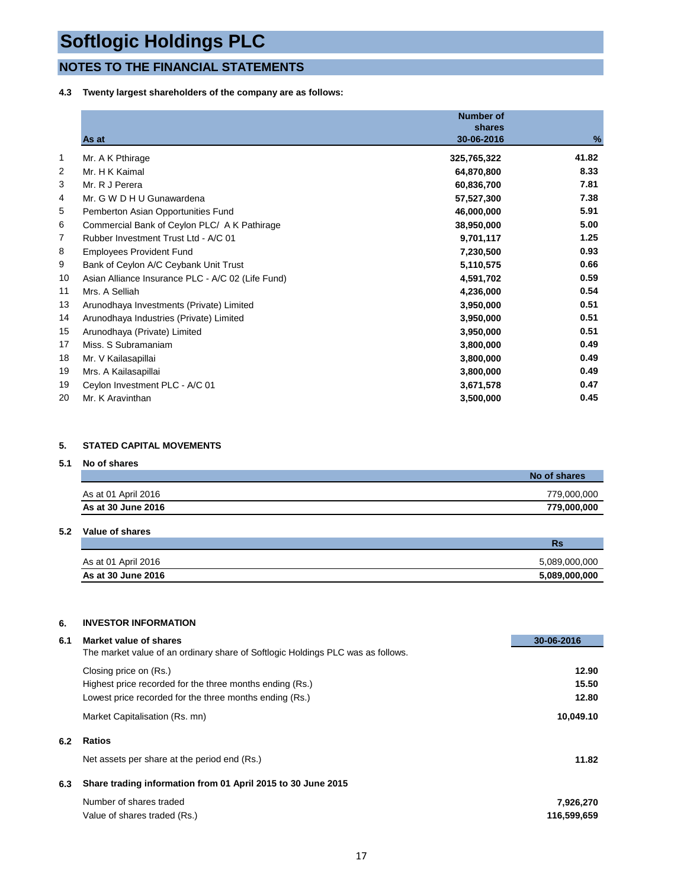# Softlogic Holdings PLC

## NOTES TO THE FINANCIAL STATEMENTS

### 4.3 Twenty largest shareholders of the company are as follows:

| | As at | Number of shares 30-06-2016 | % |
|---|---|---|---|
| 1 | Mr. A K Pthirage | 325,765,322 | 41.82 |
| 2 | Mr. H K Kaimal | 64,870,800 | 8.33 |
| 3 | Mr. R J Perera | 60,836,700 | 7.81 |
| 4 | Mr. G W D H U Gunawardena | 57,527,300 | 7.38 |
| 5 | Pemberton Asian Opportunities Fund | 46,000,000 | 5.91 |
| 6 | Commercial Bank of Ceylon PLC/ A K Pathirage | 38,950,000 | 5.00 |
| 7 | Rubber Investment Trust Ltd - A/C 01 | 9,701,117 | 1.25 |
| 8 | Employees Provident Fund | 7,230,500 | 0.93 |
| 9 | Bank of Ceylon A/C Ceybank Unit Trust | 5,110,575 | 0.66 |
| 10 | Asian Alliance Insurance PLC - A/C 02 (Life Fund) | 4,591,702 | 0.59 |
| 11 | Mrs. A Selliah | 4,236,000 | 0.54 |
| 13 | Arunodhaya Investments (Private) Limited | 3,950,000 | 0.51 |
| 14 | Arunodhaya Industries (Private) Limited | 3,950,000 | 0.51 |
| 15 | Arunodhaya (Private) Limited | 3,950,000 | 0.51 |
| 17 | Miss. S Subramaniam | 3,800,000 | 0.49 |
| 18 | Mr. V Kailasapillai | 3,800,000 | 0.49 |
| 19 | Mrs. A Kailasapillai | 3,800,000 | 0.49 |
| 19 | Ceylon Investment PLC - A/C 01 | 3,671,578 | 0.47 |
| 20 | Mr. K Aravinthan | 3,500,000 | 0.45 |

### 5. STATED CAPITAL MOVEMENTS

#### 5.1 No of shares

| | No of shares |
|---|---|
| As at 01 April 2016 | 779,000,000 |
| **As at 30 June 2016** | **779,000,000** |

#### 5.2 Value of shares

| | Rs |
|---|---|
| As at 01 April 2016 | 5,089,000,000 |
| **As at 30 June 2016** | **5,089,000,000** |

### 6. INVESTOR INFORMATION

#### 6.1 Market value of shares

The market value of an ordinary share of Softlogic Holdings PLC was as follows.

| | 30-06-2016 |
|---|---|
| Closing price on (Rs.) | 12.90 |
| Highest price recorded for the three months ending (Rs.) | 15.50 |
| Lowest price recorded for the three months ending (Rs.) | 12.80 |
| Market Capitalisation (Rs. mn) | 10,049.10 |

#### 6.2 Ratios

| | |
|---|---|
| Net assets per share at the period end (Rs.) | 11.82 |

#### 6.3 Share trading information from 01 April 2015 to 30 June 2015

| | |
|---|---|
| Number of shares traded | 7,926,270 |
| Value of shares traded (Rs.) | 116,599,659 |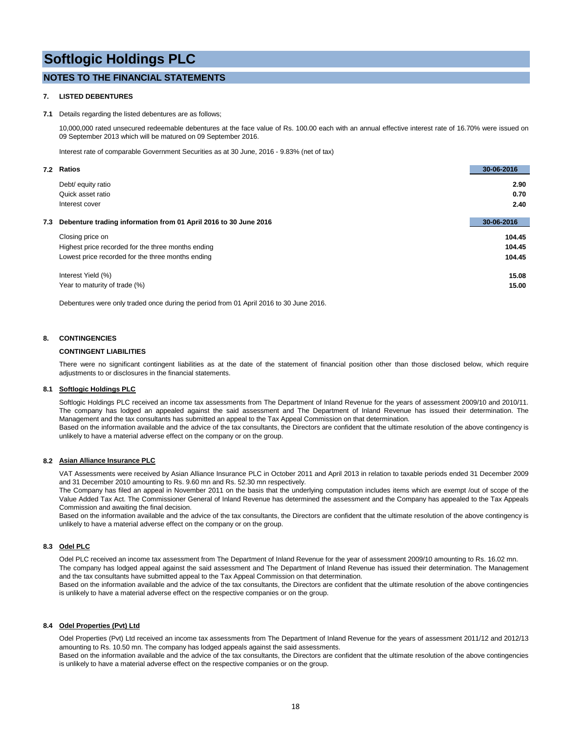# Softlogic Holdings PLC

## NOTES TO THE FINANCIAL STATEMENTS

### 7. LISTED DEBENTURES

**7.1** Details regarding the listed debentures are as follows;

10,000,000 rated unsecured redeemable debentures at the face value of Rs. 100.00 each with an annual effective interest rate of 16.70% were issued on 09 September 2013 which will be matured on 09 September 2016.

Interest rate of comparable Government Securities as at 30 June, 2016 - 9.83% (net of tax)

**7.2 Ratios**

| | 30-06-2016 |
|---|---|
| Debt/ equity ratio | 2.90 |
| Quick asset ratio | 0.70 |
| Interest cover | 2.40 |

**7.3 Debenture trading information from 01 April 2016 to 30 June 2016**

| | 30-06-2016 |
|---|---|
| Closing price on | 104.45 |
| Highest price recorded for the three months ending | 104.45 |
| Lowest price recorded for the three months ending | 104.45 |
| Interest Yield (%) | 15.08 |
| Year to maturity of trade (%) | 15.00 |

Debentures were only traded once during the period from 01 April 2016 to 30 June 2016.

### 8. CONTINGENCIES

**CONTINGENT LIABILITIES**

There were no significant contingent liabilities as at the date of the statement of financial position other than those disclosed below, which require adjustments to or disclosures in the financial statements.

**8.1 Softlogic Holdings PLC**

Softlogic Holdings PLC received an income tax assessments from The Department of Inland Revenue for the years of assessment 2009/10 and 2010/11. The company has lodged an appealed against the said assessment and The Department of Inland Revenue has issued their determination. The Management and the tax consultants has submitted an appeal to the Tax Appeal Commission on that determination.
Based on the information available and the advice of the tax consultants, the Directors are confident that the ultimate resolution of the above contingency is unlikely to have a material adverse effect on the company or on the group.

**8.2 Asian Alliance Insurance PLC**

VAT Assessments were received by Asian Alliance Insurance PLC in October 2011 and April 2013 in relation to taxable periods ended 31 December 2009 and 31 December 2010 amounting to Rs. 9.60 mn and Rs. 52.30 mn respectively.
The Company has filed an appeal in November 2011 on the basis that the underlying computation includes items which are exempt /out of scope of the Value Added Tax Act. The Commissioner General of Inland Revenue has determined the assessment and the Company has appealed to the Tax Appeals Commission and awaiting the final decision.
Based on the information available and the advice of the tax consultants, the Directors are confident that the ultimate resolution of the above contingency is unlikely to have a material adverse effect on the company or on the group.

**8.3 Odel PLC**

Odel PLC received an income tax assessment from The Department of Inland Revenue for the year of assessment 2009/10 amounting to Rs. 16.02 mn.
The company has lodged appeal against the said assessment and The Department of Inland Revenue has issued their determination. The Management and the tax consultants have submitted appeal to the Tax Appeal Commission on that determination.
Based on the information available and the advice of the tax consultants, the Directors are confident that the ultimate resolution of the above contingencies is unlikely to have a material adverse effect on the respective companies or on the group.

**8.4 Odel Properties (Pvt) Ltd**

Odel Properties (Pvt) Ltd received an income tax assessments from The Department of Inland Revenue for the years of assessment 2011/12 and 2012/13 amounting to Rs. 10.50 mn. The company has lodged appeals against the said assessments.
Based on the information available and the advice of the tax consultants, the Directors are confident that the ultimate resolution of the above contingencies is unlikely to have a material adverse effect on the respective companies or on the group.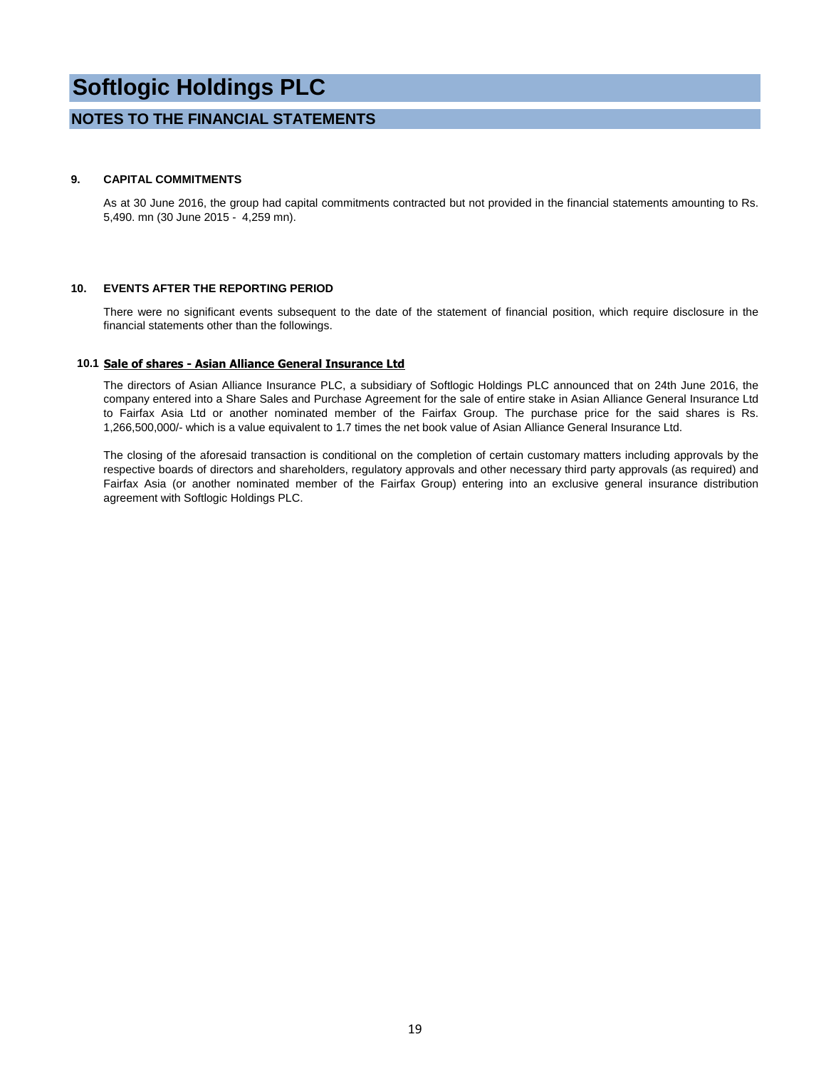# Softlogic Holdings PLC

## NOTES TO THE FINANCIAL STATEMENTS

### 9. CAPITAL COMMITMENTS

As at 30 June 2016, the group had capital commitments contracted but not provided in the financial statements amounting to Rs. 5,490. mn (30 June 2015 - 4,259 mn).

### 10. EVENTS AFTER THE REPORTING PERIOD

There were no significant events subsequent to the date of the statement of financial position, which require disclosure in the financial statements other than the followings.

#### 10.1 Sale of shares - Asian Alliance General Insurance Ltd

The directors of Asian Alliance Insurance PLC, a subsidiary of Softlogic Holdings PLC announced that on 24th June 2016, the company entered into a Share Sales and Purchase Agreement for the sale of entire stake in Asian Alliance General Insurance Ltd to Fairfax Asia Ltd or another nominated member of the Fairfax Group. The purchase price for the said shares is Rs. 1,266,500,000/- which is a value equivalent to 1.7 times the net book value of Asian Alliance General Insurance Ltd.

The closing of the aforesaid transaction is conditional on the completion of certain customary matters including approvals by the respective boards of directors and shareholders, regulatory approvals and other necessary third party approvals (as required) and Fairfax Asia (or another nominated member of the Fairfax Group) entering into an exclusive general insurance distribution agreement with Softlogic Holdings PLC.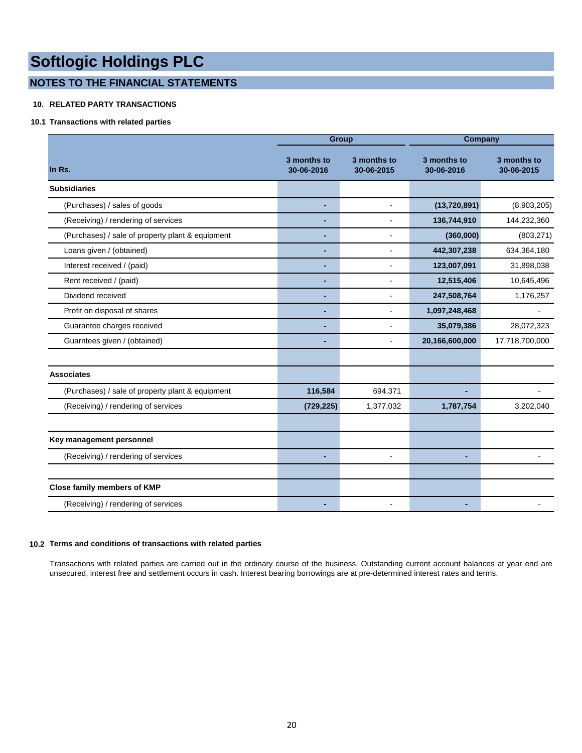# Softlogic Holdings PLC

## NOTES TO THE FINANCIAL STATEMENTS

### 10. RELATED PARTY TRANSACTIONS

#### 10.1 Transactions with related parties

| In Rs. | Group | | Company | |
|---|---|---|---|---|
| | 3 months to 30-06-2016 | 3 months to 30-06-2015 | 3 months to 30-06-2016 | 3 months to 30-06-2015 |
| **Subsidiaries** | | | | |
| (Purchases) / sales of goods | - | - | **(13,720,891)** | (8,903,205) |
| (Receiving) / rendering of services | - | - | **136,744,910** | 144,232,360 |
| (Purchases) / sale of property plant & equipment | - | - | **(360,000)** | (803,271) |
| Loans given / (obtained) | - | - | **442,307,238** | 634,364,180 |
| Interest received / (paid) | - | - | **123,007,091** | 31,898,038 |
| Rent received / (paid) | - | - | **12,515,406** | 10,645,496 |
| Dividend received | - | - | **247,508,764** | 1,176,257 |
| Profit on disposal of shares | - | - | **1,097,248,468** | - |
| Guarantee charges received | - | - | **35,079,386** | 28,072,323 |
| Guarntees given / (obtained) | - | - | **20,166,600,000** | 17,718,700,000 |
| | | | | |
| **Associates** | | | | |
| (Purchases) / sale of property plant & equipment | **116,584** | 694,371 | - | - |
| (Receiving) / rendering of services | **(729,225)** | 1,377,032 | **1,787,754** | 3,202,040 |
| | | | | |
| **Key management personnel** | | | | |
| (Receiving) / rendering of services | - | - | - | - |
| | | | | |
| **Close family members of KMP** | | | | |
| (Receiving) / rendering of services | - | - | - | - |

#### 10.2 Terms and conditions of transactions with related parties

Transactions with related parties are carried out in the ordinary course of the business. Outstanding current account balances at year end are unsecured, interest free and settlement occurs in cash. Interest bearing borrowings are at pre-determined interest rates and terms.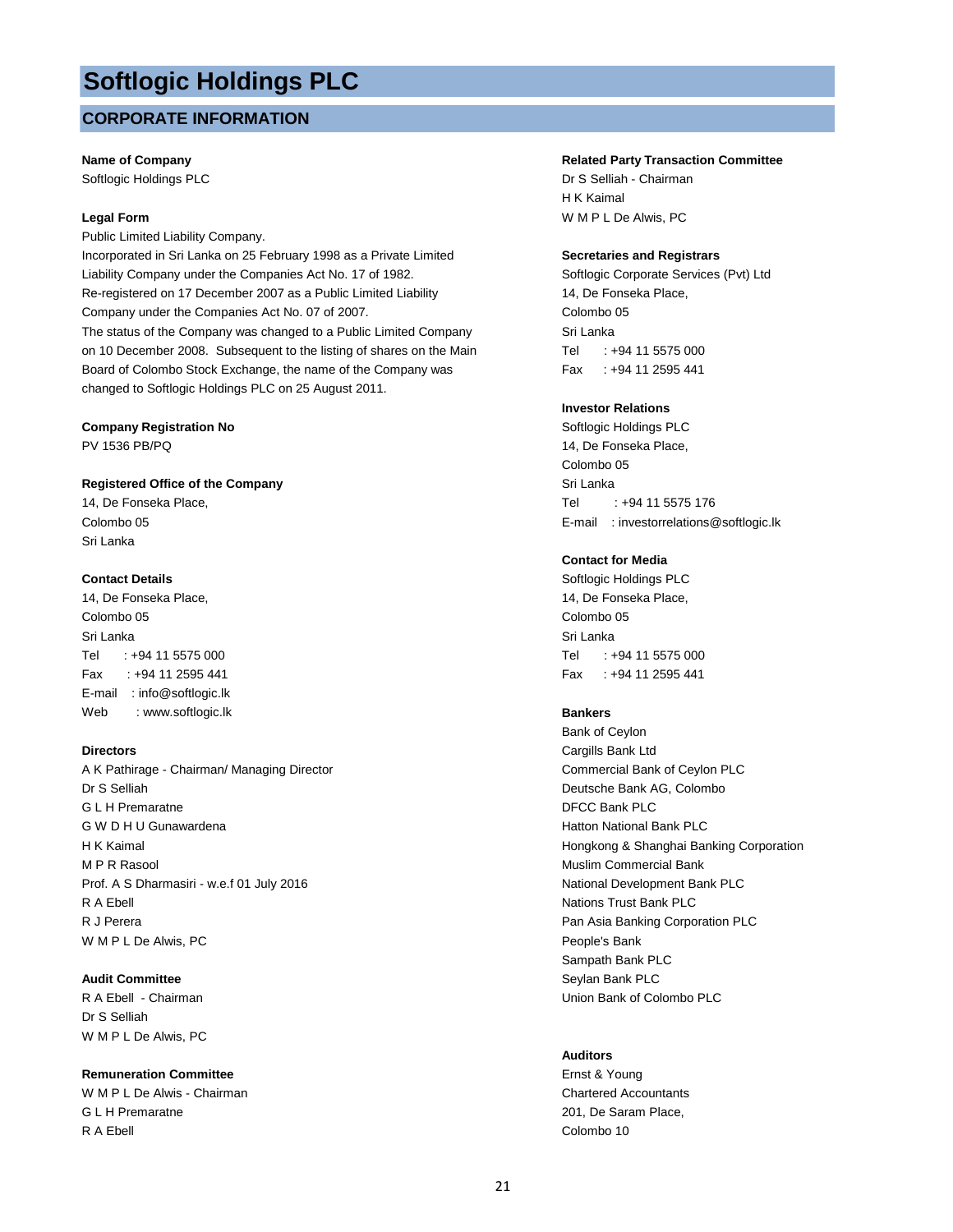# Softlogic Holdings PLC

## CORPORATE INFORMATION

**Name of Company**
Softlogic Holdings PLC

**Legal Form**
Public Limited Liability Company.
Incorporated in Sri Lanka on 25 February 1998 as a Private Limited Liability Company under the Companies Act No. 17 of 1982. Re-registered on 17 December 2007 as a Public Limited Liability Company under the Companies Act No. 07 of 2007. The status of the Company was changed to a Public Limited Company on 10 December 2008. Subsequent to the listing of shares on the Main Board of Colombo Stock Exchange, the name of the Company was changed to Softlogic Holdings PLC on 25 August 2011.

**Company Registration No**
PV 1536 PB/PQ

**Registered Office of the Company**
14, De Fonseka Place,
Colombo 05
Sri Lanka

**Contact Details**
14, De Fonseka Place,
Colombo 05
Sri Lanka
Tel : +94 11 5575 000
Fax : +94 11 2595 441
E-mail : info@softlogic.lk
Web : www.softlogic.lk

**Directors**
A K Pathirage - Chairman/ Managing Director
Dr S Selliah
G L H Premaratne
G W D H U Gunawardena
H K Kaimal
M P R Rasool
Prof. A S Dharmasiri - w.e.f 01 July 2016
R A Ebell
R J Perera
W M P L De Alwis, PC

**Audit Committee**
R A Ebell - Chairman
Dr S Selliah
W M P L De Alwis, PC

**Remuneration Committee**
W M P L De Alwis - Chairman
G L H Premaratne
R A Ebell

**Related Party Transaction Committee**
Dr S Selliah - Chairman
H K Kaimal
W M P L De Alwis, PC

**Secretaries and Registrars**
Softlogic Corporate Services (Pvt) Ltd
14, De Fonseka Place,
Colombo 05
Sri Lanka
Tel : +94 11 5575 000
Fax : +94 11 2595 441

**Investor Relations**
Softlogic Holdings PLC
14, De Fonseka Place,
Colombo 05
Sri Lanka
Tel : +94 11 5575 176
E-mail : investorrelations@softlogic.lk

**Contact for Media**
Softlogic Holdings PLC
14, De Fonseka Place,
Colombo 05
Sri Lanka
Tel : +94 11 5575 000
Fax : +94 11 2595 441

**Bankers**
Bank of Ceylon
Cargills Bank Ltd
Commercial Bank of Ceylon PLC
Deutsche Bank AG, Colombo
DFCC Bank PLC
Hatton National Bank PLC
Hongkong & Shanghai Banking Corporation
Muslim Commercial Bank
National Development Bank PLC
Nations Trust Bank PLC
Pan Asia Banking Corporation PLC
People's Bank
Sampath Bank PLC
Seylan Bank PLC
Union Bank of Colombo PLC

**Auditors**
Ernst & Young
Chartered Accountants
201, De Saram Place,
Colombo 10